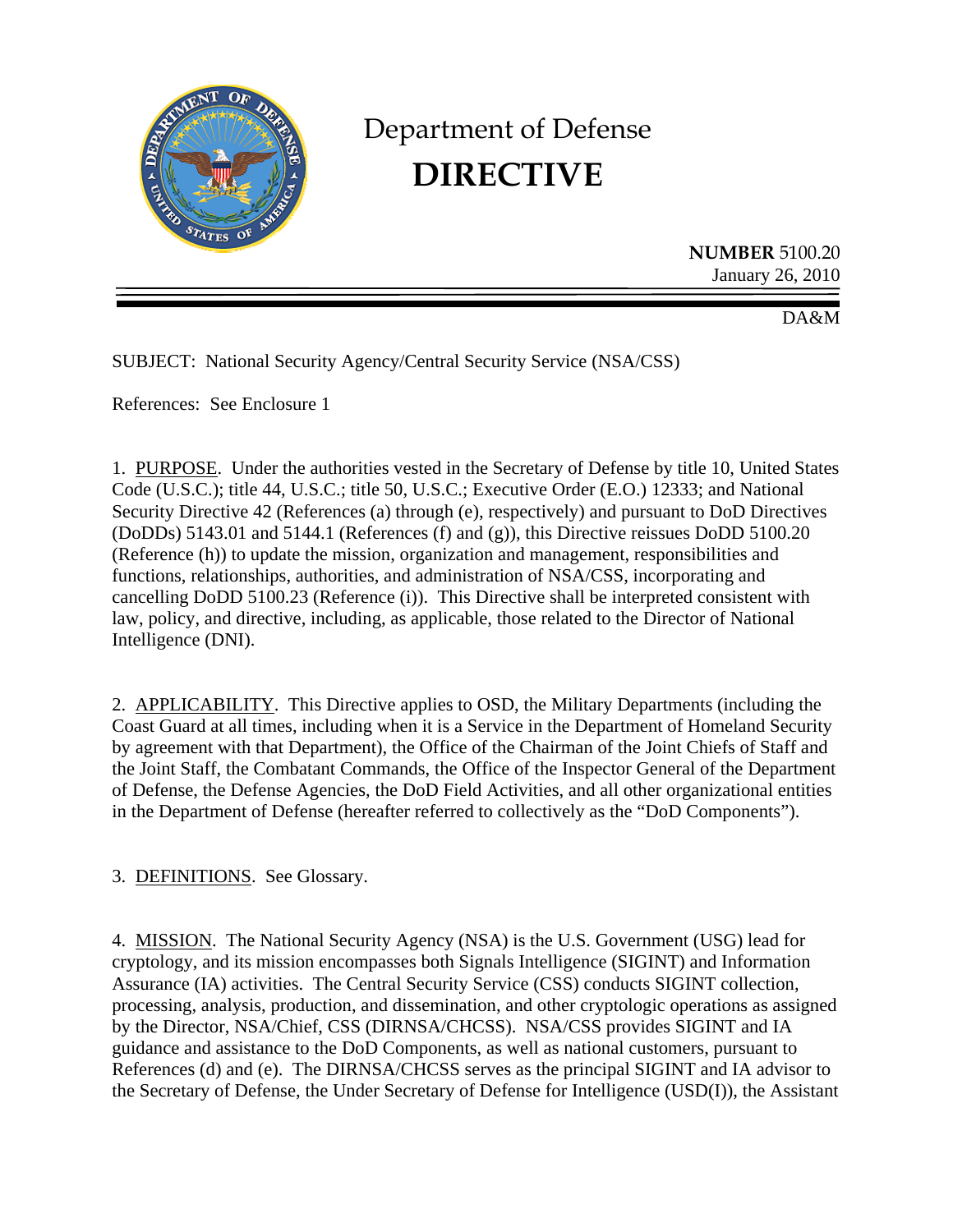# Department of Defense
# DIRECTIVE

**NUMBER** 5100.20
January 26, 2010

DA&M

SUBJECT: National Security Agency/Central Security Service (NSA/CSS)

References: See Enclosure 1

1. PURPOSE. Under the authorities vested in the Secretary of Defense by title 10, United States Code (U.S.C.); title 44, U.S.C.; title 50, U.S.C.; Executive Order (E.O.) 12333; and National Security Directive 42 (References (a) through (e), respectively) and pursuant to DoD Directives (DoDDs) 5143.01 and 5144.1 (References (f) and (g)), this Directive reissues DoDD 5100.20 (Reference (h)) to update the mission, organization and management, responsibilities and functions, relationships, authorities, and administration of NSA/CSS, incorporating and cancelling DoDD 5100.23 (Reference (i)). This Directive shall be interpreted consistent with law, policy, and directive, including, as applicable, those related to the Director of National Intelligence (DNI).

2. APPLICABILITY. This Directive applies to OSD, the Military Departments (including the Coast Guard at all times, including when it is a Service in the Department of Homeland Security by agreement with that Department), the Office of the Chairman of the Joint Chiefs of Staff and the Joint Staff, the Combatant Commands, the Office of the Inspector General of the Department of Defense, the Defense Agencies, the DoD Field Activities, and all other organizational entities in the Department of Defense (hereafter referred to collectively as the "DoD Components").

3. DEFINITIONS. See Glossary.

4. MISSION. The National Security Agency (NSA) is the U.S. Government (USG) lead for cryptology, and its mission encompasses both Signals Intelligence (SIGINT) and Information Assurance (IA) activities. The Central Security Service (CSS) conducts SIGINT collection, processing, analysis, production, and dissemination, and other cryptologic operations as assigned by the Director, NSA/Chief, CSS (DIRNSA/CHCSS). NSA/CSS provides SIGINT and IA guidance and assistance to the DoD Components, as well as national customers, pursuant to References (d) and (e). The DIRNSA/CHCSS serves as the principal SIGINT and IA advisor to the Secretary of Defense, the Under Secretary of Defense for Intelligence (USD(I)), the Assistant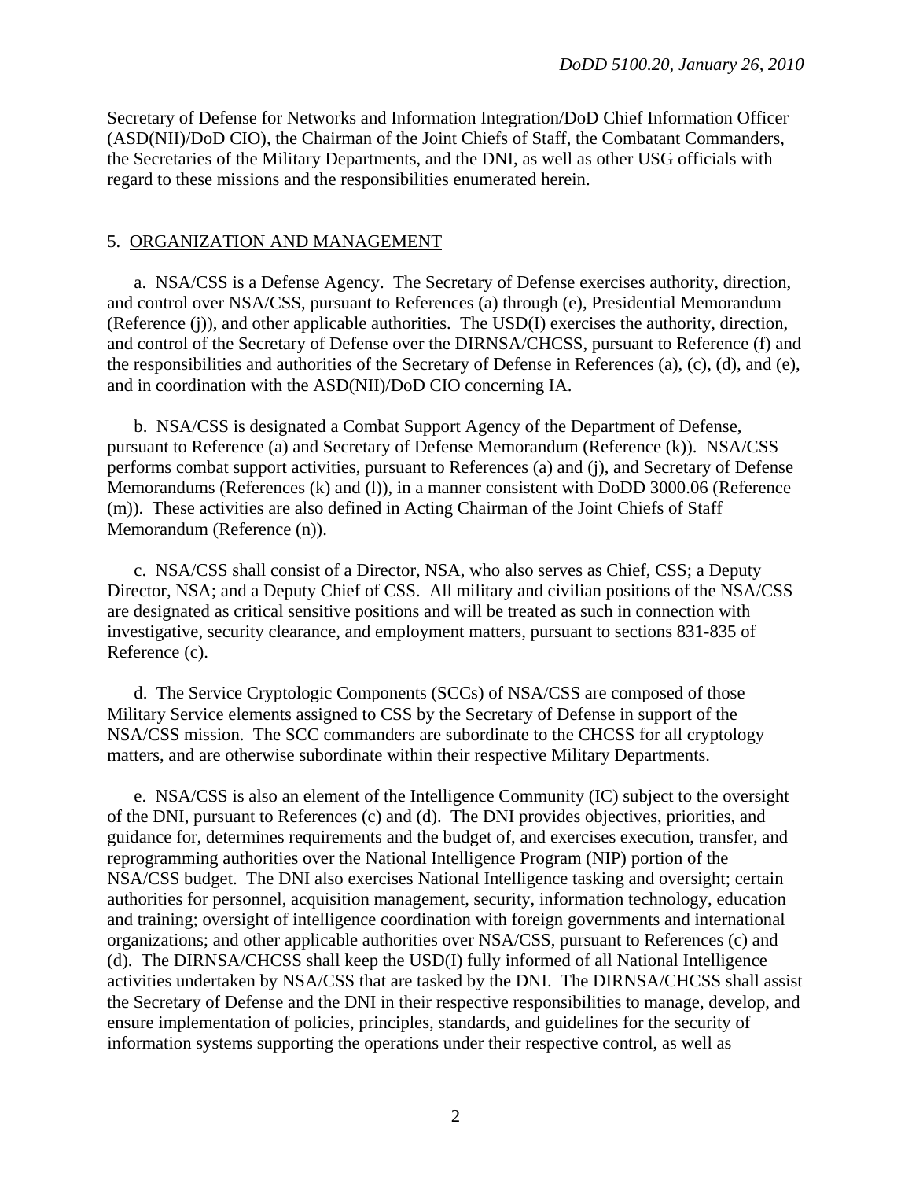Secretary of Defense for Networks and Information Integration/DoD Chief Information Officer (ASD(NII)/DoD CIO), the Chairman of the Joint Chiefs of Staff, the Combatant Commanders, the Secretaries of the Military Departments, and the DNI, as well as other USG officials with regard to these missions and the responsibilities enumerated herein.

5. ORGANIZATION AND MANAGEMENT

a. NSA/CSS is a Defense Agency. The Secretary of Defense exercises authority, direction, and control over NSA/CSS, pursuant to References (a) through (e), Presidential Memorandum (Reference (j)), and other applicable authorities. The USD(I) exercises the authority, direction, and control of the Secretary of Defense over the DIRNSA/CHCSS, pursuant to Reference (f) and the responsibilities and authorities of the Secretary of Defense in References (a), (c), (d), and (e), and in coordination with the ASD(NII)/DoD CIO concerning IA.

b. NSA/CSS is designated a Combat Support Agency of the Department of Defense, pursuant to Reference (a) and Secretary of Defense Memorandum (Reference (k)). NSA/CSS performs combat support activities, pursuant to References (a) and (j), and Secretary of Defense Memorandums (References (k) and (l)), in a manner consistent with DoDD 3000.06 (Reference (m)). These activities are also defined in Acting Chairman of the Joint Chiefs of Staff Memorandum (Reference (n)).

c. NSA/CSS shall consist of a Director, NSA, who also serves as Chief, CSS; a Deputy Director, NSA; and a Deputy Chief of CSS. All military and civilian positions of the NSA/CSS are designated as critical sensitive positions and will be treated as such in connection with investigative, security clearance, and employment matters, pursuant to sections 831-835 of Reference (c).

d. The Service Cryptologic Components (SCCs) of NSA/CSS are composed of those Military Service elements assigned to CSS by the Secretary of Defense in support of the NSA/CSS mission. The SCC commanders are subordinate to the CHCSS for all cryptology matters, and are otherwise subordinate within their respective Military Departments.

e. NSA/CSS is also an element of the Intelligence Community (IC) subject to the oversight of the DNI, pursuant to References (c) and (d). The DNI provides objectives, priorities, and guidance for, determines requirements and the budget of, and exercises execution, transfer, and reprogramming authorities over the National Intelligence Program (NIP) portion of the NSA/CSS budget. The DNI also exercises National Intelligence tasking and oversight; certain authorities for personnel, acquisition management, security, information technology, education and training; oversight of intelligence coordination with foreign governments and international organizations; and other applicable authorities over NSA/CSS, pursuant to References (c) and (d). The DIRNSA/CHCSS shall keep the USD(I) fully informed of all National Intelligence activities undertaken by NSA/CSS that are tasked by the DNI. The DIRNSA/CHCSS shall assist the Secretary of Defense and the DNI in their respective responsibilities to manage, develop, and ensure implementation of policies, principles, standards, and guidelines for the security of information systems supporting the operations under their respective control, as well as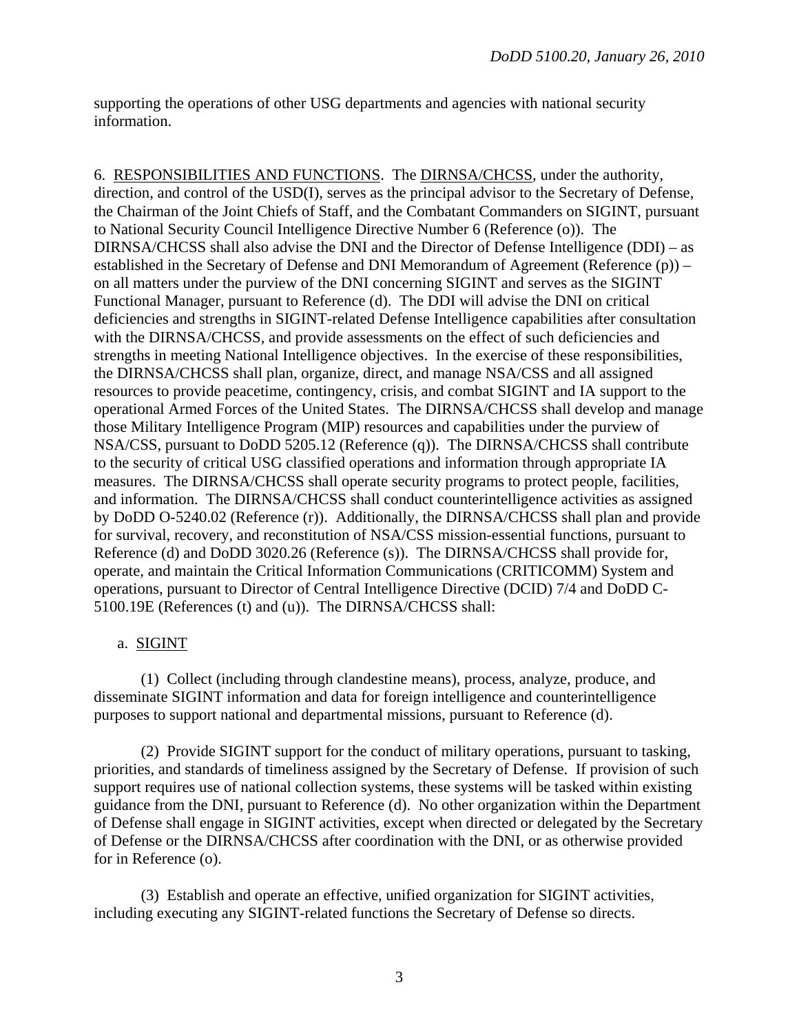supporting the operations of other USG departments and agencies with national security information.

6. RESPONSIBILITIES AND FUNCTIONS. The DIRNSA/CHCSS, under the authority, direction, and control of the USD(I), serves as the principal advisor to the Secretary of Defense, the Chairman of the Joint Chiefs of Staff, and the Combatant Commanders on SIGINT, pursuant to National Security Council Intelligence Directive Number 6 (Reference (o)). The DIRNSA/CHCSS shall also advise the DNI and the Director of Defense Intelligence (DDI) – as established in the Secretary of Defense and DNI Memorandum of Agreement (Reference (p)) – on all matters under the purview of the DNI concerning SIGINT and serves as the SIGINT Functional Manager, pursuant to Reference (d). The DDI will advise the DNI on critical deficiencies and strengths in SIGINT-related Defense Intelligence capabilities after consultation with the DIRNSA/CHCSS, and provide assessments on the effect of such deficiencies and strengths in meeting National Intelligence objectives. In the exercise of these responsibilities, the DIRNSA/CHCSS shall plan, organize, direct, and manage NSA/CSS and all assigned resources to provide peacetime, contingency, crisis, and combat SIGINT and IA support to the operational Armed Forces of the United States. The DIRNSA/CHCSS shall develop and manage those Military Intelligence Program (MIP) resources and capabilities under the purview of NSA/CSS, pursuant to DoDD 5205.12 (Reference (q)). The DIRNSA/CHCSS shall contribute to the security of critical USG classified operations and information through appropriate IA measures. The DIRNSA/CHCSS shall operate security programs to protect people, facilities, and information. The DIRNSA/CHCSS shall conduct counterintelligence activities as assigned by DoDD O-5240.02 (Reference (r)). Additionally, the DIRNSA/CHCSS shall plan and provide for survival, recovery, and reconstitution of NSA/CSS mission-essential functions, pursuant to Reference (d) and DoDD 3020.26 (Reference (s)). The DIRNSA/CHCSS shall provide for, operate, and maintain the Critical Information Communications (CRITICOMM) System and operations, pursuant to Director of Central Intelligence Directive (DCID) 7/4 and DoDD C-5100.19E (References (t) and (u)). The DIRNSA/CHCSS shall:

a. SIGINT

(1) Collect (including through clandestine means), process, analyze, produce, and disseminate SIGINT information and data for foreign intelligence and counterintelligence purposes to support national and departmental missions, pursuant to Reference (d).

(2) Provide SIGINT support for the conduct of military operations, pursuant to tasking, priorities, and standards of timeliness assigned by the Secretary of Defense. If provision of such support requires use of national collection systems, these systems will be tasked within existing guidance from the DNI, pursuant to Reference (d). No other organization within the Department of Defense shall engage in SIGINT activities, except when directed or delegated by the Secretary of Defense or the DIRNSA/CHCSS after coordination with the DNI, or as otherwise provided for in Reference (o).

(3) Establish and operate an effective, unified organization for SIGINT activities, including executing any SIGINT-related functions the Secretary of Defense so directs.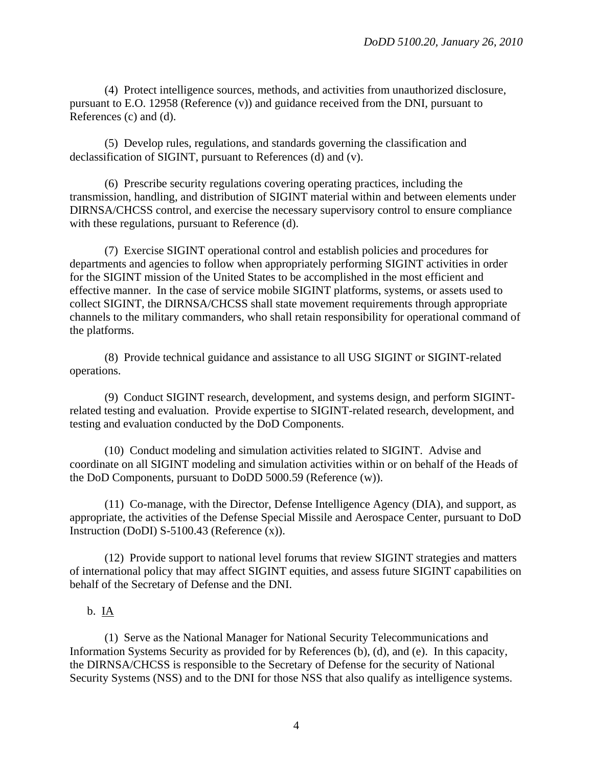(4) Protect intelligence sources, methods, and activities from unauthorized disclosure, pursuant to E.O. 12958 (Reference (v)) and guidance received from the DNI, pursuant to References (c) and (d).

(5) Develop rules, regulations, and standards governing the classification and declassification of SIGINT, pursuant to References (d) and (v).

(6) Prescribe security regulations covering operating practices, including the transmission, handling, and distribution of SIGINT material within and between elements under DIRNSA/CHCSS control, and exercise the necessary supervisory control to ensure compliance with these regulations, pursuant to Reference (d).

(7) Exercise SIGINT operational control and establish policies and procedures for departments and agencies to follow when appropriately performing SIGINT activities in order for the SIGINT mission of the United States to be accomplished in the most efficient and effective manner. In the case of service mobile SIGINT platforms, systems, or assets used to collect SIGINT, the DIRNSA/CHCSS shall state movement requirements through appropriate channels to the military commanders, who shall retain responsibility for operational command of the platforms.

(8) Provide technical guidance and assistance to all USG SIGINT or SIGINT-related operations.

(9) Conduct SIGINT research, development, and systems design, and perform SIGINT-related testing and evaluation. Provide expertise to SIGINT-related research, development, and testing and evaluation conducted by the DoD Components.

(10) Conduct modeling and simulation activities related to SIGINT. Advise and coordinate on all SIGINT modeling and simulation activities within or on behalf of the Heads of the DoD Components, pursuant to DoDD 5000.59 (Reference (w)).

(11) Co-manage, with the Director, Defense Intelligence Agency (DIA), and support, as appropriate, the activities of the Defense Special Missile and Aerospace Center, pursuant to DoD Instruction (DoDI) S-5100.43 (Reference (x)).

(12) Provide support to national level forums that review SIGINT strategies and matters of international policy that may affect SIGINT equities, and assess future SIGINT capabilities on behalf of the Secretary of Defense and the DNI.

b. IA

(1) Serve as the National Manager for National Security Telecommunications and Information Systems Security as provided for by References (b), (d), and (e). In this capacity, the DIRNSA/CHCSS is responsible to the Secretary of Defense for the security of National Security Systems (NSS) and to the DNI for those NSS that also qualify as intelligence systems.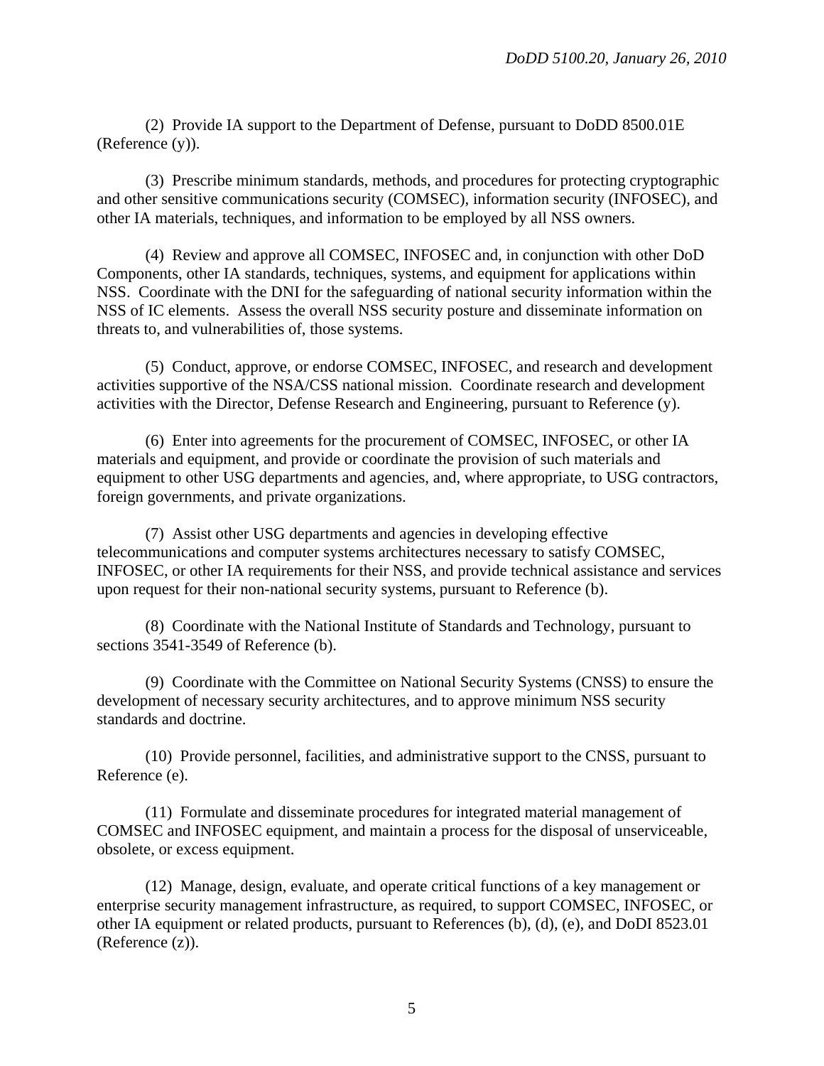(2) Provide IA support to the Department of Defense, pursuant to DoDD 8500.01E (Reference (y)).

(3) Prescribe minimum standards, methods, and procedures for protecting cryptographic and other sensitive communications security (COMSEC), information security (INFOSEC), and other IA materials, techniques, and information to be employed by all NSS owners.

(4) Review and approve all COMSEC, INFOSEC and, in conjunction with other DoD Components, other IA standards, techniques, systems, and equipment for applications within NSS. Coordinate with the DNI for the safeguarding of national security information within the NSS of IC elements. Assess the overall NSS security posture and disseminate information on threats to, and vulnerabilities of, those systems.

(5) Conduct, approve, or endorse COMSEC, INFOSEC, and research and development activities supportive of the NSA/CSS national mission. Coordinate research and development activities with the Director, Defense Research and Engineering, pursuant to Reference (y).

(6) Enter into agreements for the procurement of COMSEC, INFOSEC, or other IA materials and equipment, and provide or coordinate the provision of such materials and equipment to other USG departments and agencies, and, where appropriate, to USG contractors, foreign governments, and private organizations.

(7) Assist other USG departments and agencies in developing effective telecommunications and computer systems architectures necessary to satisfy COMSEC, INFOSEC, or other IA requirements for their NSS, and provide technical assistance and services upon request for their non-national security systems, pursuant to Reference (b).

(8) Coordinate with the National Institute of Standards and Technology, pursuant to sections 3541-3549 of Reference (b).

(9) Coordinate with the Committee on National Security Systems (CNSS) to ensure the development of necessary security architectures, and to approve minimum NSS security standards and doctrine.

(10) Provide personnel, facilities, and administrative support to the CNSS, pursuant to Reference (e).

(11) Formulate and disseminate procedures for integrated material management of COMSEC and INFOSEC equipment, and maintain a process for the disposal of unserviceable, obsolete, or excess equipment.

(12) Manage, design, evaluate, and operate critical functions of a key management or enterprise security management infrastructure, as required, to support COMSEC, INFOSEC, or other IA equipment or related products, pursuant to References (b), (d), (e), and DoDI 8523.01 (Reference (z)).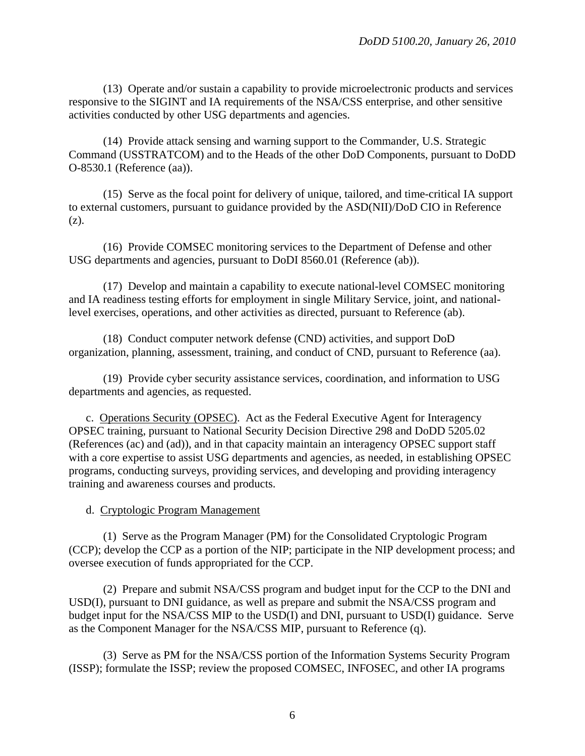(13) Operate and/or sustain a capability to provide microelectronic products and services responsive to the SIGINT and IA requirements of the NSA/CSS enterprise, and other sensitive activities conducted by other USG departments and agencies.

(14) Provide attack sensing and warning support to the Commander, U.S. Strategic Command (USSTRATCOM) and to the Heads of the other DoD Components, pursuant to DoDD O-8530.1 (Reference (aa)).

(15) Serve as the focal point for delivery of unique, tailored, and time-critical IA support to external customers, pursuant to guidance provided by the ASD(NII)/DoD CIO in Reference (z).

(16) Provide COMSEC monitoring services to the Department of Defense and other USG departments and agencies, pursuant to DoDI 8560.01 (Reference (ab)).

(17) Develop and maintain a capability to execute national-level COMSEC monitoring and IA readiness testing efforts for employment in single Military Service, joint, and national-level exercises, operations, and other activities as directed, pursuant to Reference (ab).

(18) Conduct computer network defense (CND) activities, and support DoD organization, planning, assessment, training, and conduct of CND, pursuant to Reference (aa).

(19) Provide cyber security assistance services, coordination, and information to USG departments and agencies, as requested.

c. Operations Security (OPSEC). Act as the Federal Executive Agent for Interagency OPSEC training, pursuant to National Security Decision Directive 298 and DoDD 5205.02 (References (ac) and (ad)), and in that capacity maintain an interagency OPSEC support staff with a core expertise to assist USG departments and agencies, as needed, in establishing OPSEC programs, conducting surveys, providing services, and developing and providing interagency training and awareness courses and products.

d. Cryptologic Program Management

(1) Serve as the Program Manager (PM) for the Consolidated Cryptologic Program (CCP); develop the CCP as a portion of the NIP; participate in the NIP development process; and oversee execution of funds appropriated for the CCP.

(2) Prepare and submit NSA/CSS program and budget input for the CCP to the DNI and USD(I), pursuant to DNI guidance, as well as prepare and submit the NSA/CSS program and budget input for the NSA/CSS MIP to the USD(I) and DNI, pursuant to USD(I) guidance. Serve as the Component Manager for the NSA/CSS MIP, pursuant to Reference (q).

(3) Serve as PM for the NSA/CSS portion of the Information Systems Security Program (ISSP); formulate the ISSP; review the proposed COMSEC, INFOSEC, and other IA programs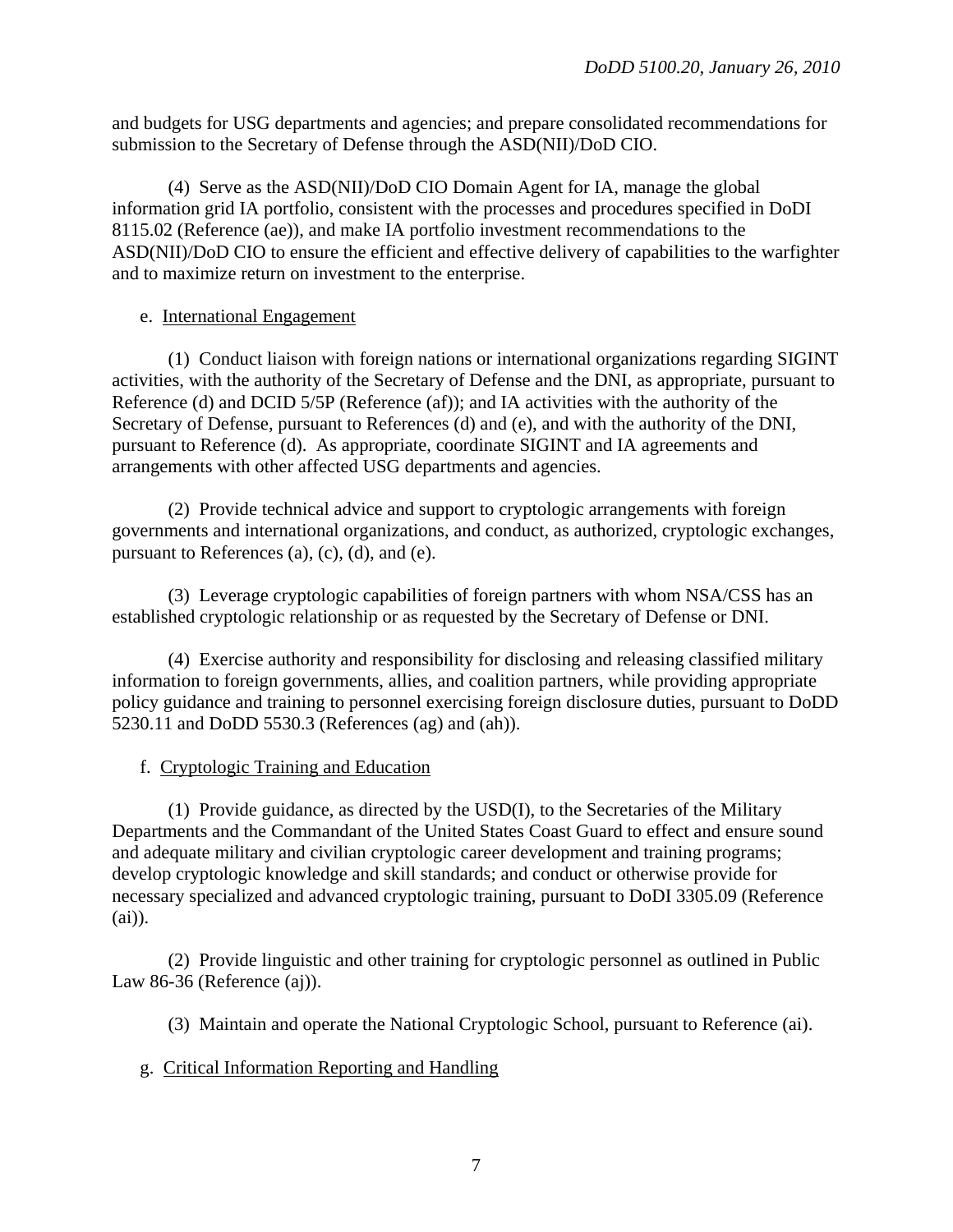and budgets for USG departments and agencies; and prepare consolidated recommendations for submission to the Secretary of Defense through the ASD(NII)/DoD CIO.

(4) Serve as the ASD(NII)/DoD CIO Domain Agent for IA, manage the global information grid IA portfolio, consistent with the processes and procedures specified in DoDI 8115.02 (Reference (ae)), and make IA portfolio investment recommendations to the ASD(NII)/DoD CIO to ensure the efficient and effective delivery of capabilities to the warfighter and to maximize return on investment to the enterprise.

e. International Engagement

(1) Conduct liaison with foreign nations or international organizations regarding SIGINT activities, with the authority of the Secretary of Defense and the DNI, as appropriate, pursuant to Reference (d) and DCID 5/5P (Reference (af)); and IA activities with the authority of the Secretary of Defense, pursuant to References (d) and (e), and with the authority of the DNI, pursuant to Reference (d). As appropriate, coordinate SIGINT and IA agreements and arrangements with other affected USG departments and agencies.

(2) Provide technical advice and support to cryptologic arrangements with foreign governments and international organizations, and conduct, as authorized, cryptologic exchanges, pursuant to References (a), (c), (d), and (e).

(3) Leverage cryptologic capabilities of foreign partners with whom NSA/CSS has an established cryptologic relationship or as requested by the Secretary of Defense or DNI.

(4) Exercise authority and responsibility for disclosing and releasing classified military information to foreign governments, allies, and coalition partners, while providing appropriate policy guidance and training to personnel exercising foreign disclosure duties, pursuant to DoDD 5230.11 and DoDD 5530.3 (References (ag) and (ah)).

f. Cryptologic Training and Education

(1) Provide guidance, as directed by the USD(I), to the Secretaries of the Military Departments and the Commandant of the United States Coast Guard to effect and ensure sound and adequate military and civilian cryptologic career development and training programs; develop cryptologic knowledge and skill standards; and conduct or otherwise provide for necessary specialized and advanced cryptologic training, pursuant to DoDI 3305.09 (Reference (ai)).

(2) Provide linguistic and other training for cryptologic personnel as outlined in Public Law 86-36 (Reference (aj)).

(3) Maintain and operate the National Cryptologic School, pursuant to Reference (ai).

g. Critical Information Reporting and Handling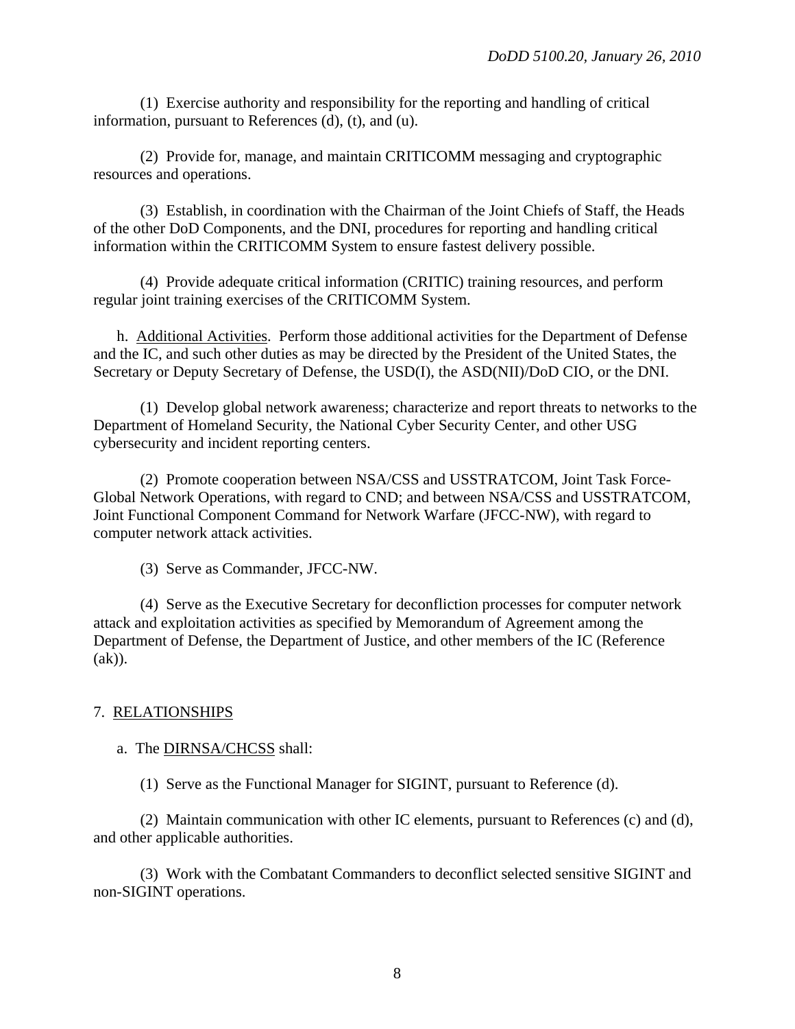(1) Exercise authority and responsibility for the reporting and handling of critical information, pursuant to References (d), (t), and (u).

(2) Provide for, manage, and maintain CRITICOMM messaging and cryptographic resources and operations.

(3) Establish, in coordination with the Chairman of the Joint Chiefs of Staff, the Heads of the other DoD Components, and the DNI, procedures for reporting and handling critical information within the CRITICOMM System to ensure fastest delivery possible.

(4) Provide adequate critical information (CRITIC) training resources, and perform regular joint training exercises of the CRITICOMM System.

h. Additional Activities. Perform those additional activities for the Department of Defense and the IC, and such other duties as may be directed by the President of the United States, the Secretary or Deputy Secretary of Defense, the USD(I), the ASD(NII)/DoD CIO, or the DNI.

(1) Develop global network awareness; characterize and report threats to networks to the Department of Homeland Security, the National Cyber Security Center, and other USG cybersecurity and incident reporting centers.

(2) Promote cooperation between NSA/CSS and USSTRATCOM, Joint Task Force-Global Network Operations, with regard to CND; and between NSA/CSS and USSTRATCOM, Joint Functional Component Command for Network Warfare (JFCC-NW), with regard to computer network attack activities.

(3) Serve as Commander, JFCC-NW.

(4) Serve as the Executive Secretary for deconfliction processes for computer network attack and exploitation activities as specified by Memorandum of Agreement among the Department of Defense, the Department of Justice, and other members of the IC (Reference (ak)).

## 7. RELATIONSHIPS

a. The DIRNSA/CHCSS shall:

(1) Serve as the Functional Manager for SIGINT, pursuant to Reference (d).

(2) Maintain communication with other IC elements, pursuant to References (c) and (d), and other applicable authorities.

(3) Work with the Combatant Commanders to deconflict selected sensitive SIGINT and non-SIGINT operations.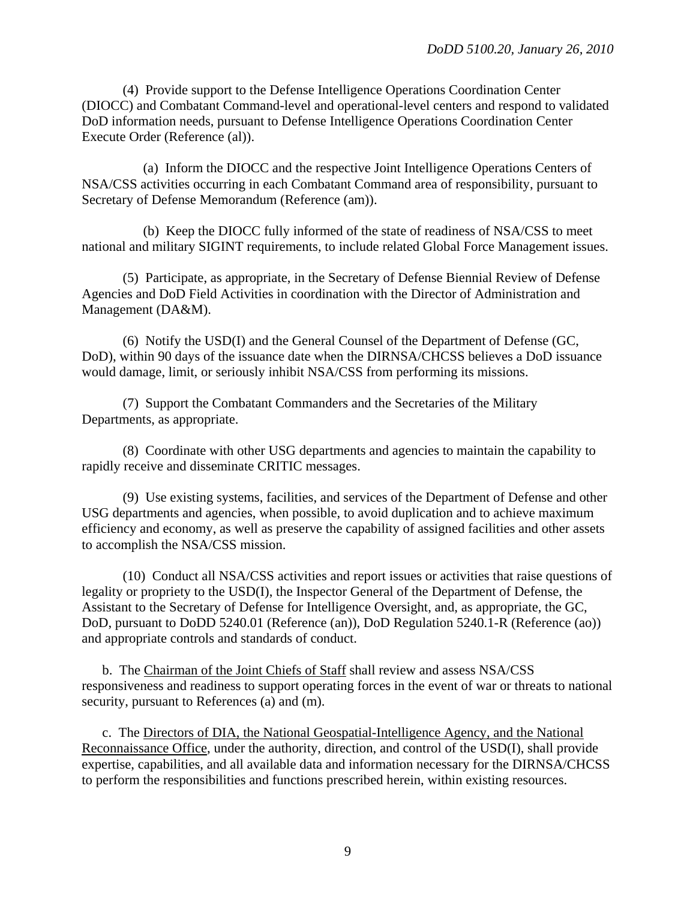(4) Provide support to the Defense Intelligence Operations Coordination Center (DIOCC) and Combatant Command-level and operational-level centers and respond to validated DoD information needs, pursuant to Defense Intelligence Operations Coordination Center Execute Order (Reference (al)).

(a) Inform the DIOCC and the respective Joint Intelligence Operations Centers of NSA/CSS activities occurring in each Combatant Command area of responsibility, pursuant to Secretary of Defense Memorandum (Reference (am)).

(b) Keep the DIOCC fully informed of the state of readiness of NSA/CSS to meet national and military SIGINT requirements, to include related Global Force Management issues.

(5) Participate, as appropriate, in the Secretary of Defense Biennial Review of Defense Agencies and DoD Field Activities in coordination with the Director of Administration and Management (DA&M).

(6) Notify the USD(I) and the General Counsel of the Department of Defense (GC, DoD), within 90 days of the issuance date when the DIRNSA/CHCSS believes a DoD issuance would damage, limit, or seriously inhibit NSA/CSS from performing its missions.

(7) Support the Combatant Commanders and the Secretaries of the Military Departments, as appropriate.

(8) Coordinate with other USG departments and agencies to maintain the capability to rapidly receive and disseminate CRITIC messages.

(9) Use existing systems, facilities, and services of the Department of Defense and other USG departments and agencies, when possible, to avoid duplication and to achieve maximum efficiency and economy, as well as preserve the capability of assigned facilities and other assets to accomplish the NSA/CSS mission.

(10) Conduct all NSA/CSS activities and report issues or activities that raise questions of legality or propriety to the USD(I), the Inspector General of the Department of Defense, the Assistant to the Secretary of Defense for Intelligence Oversight, and, as appropriate, the GC, DoD, pursuant to DoDD 5240.01 (Reference (an)), DoD Regulation 5240.1-R (Reference (ao)) and appropriate controls and standards of conduct.

b. The Chairman of the Joint Chiefs of Staff shall review and assess NSA/CSS responsiveness and readiness to support operating forces in the event of war or threats to national security, pursuant to References (a) and (m).

c. The Directors of DIA, the National Geospatial-Intelligence Agency, and the National Reconnaissance Office, under the authority, direction, and control of the USD(I), shall provide expertise, capabilities, and all available data and information necessary for the DIRNSA/CHCSS to perform the responsibilities and functions prescribed herein, within existing resources.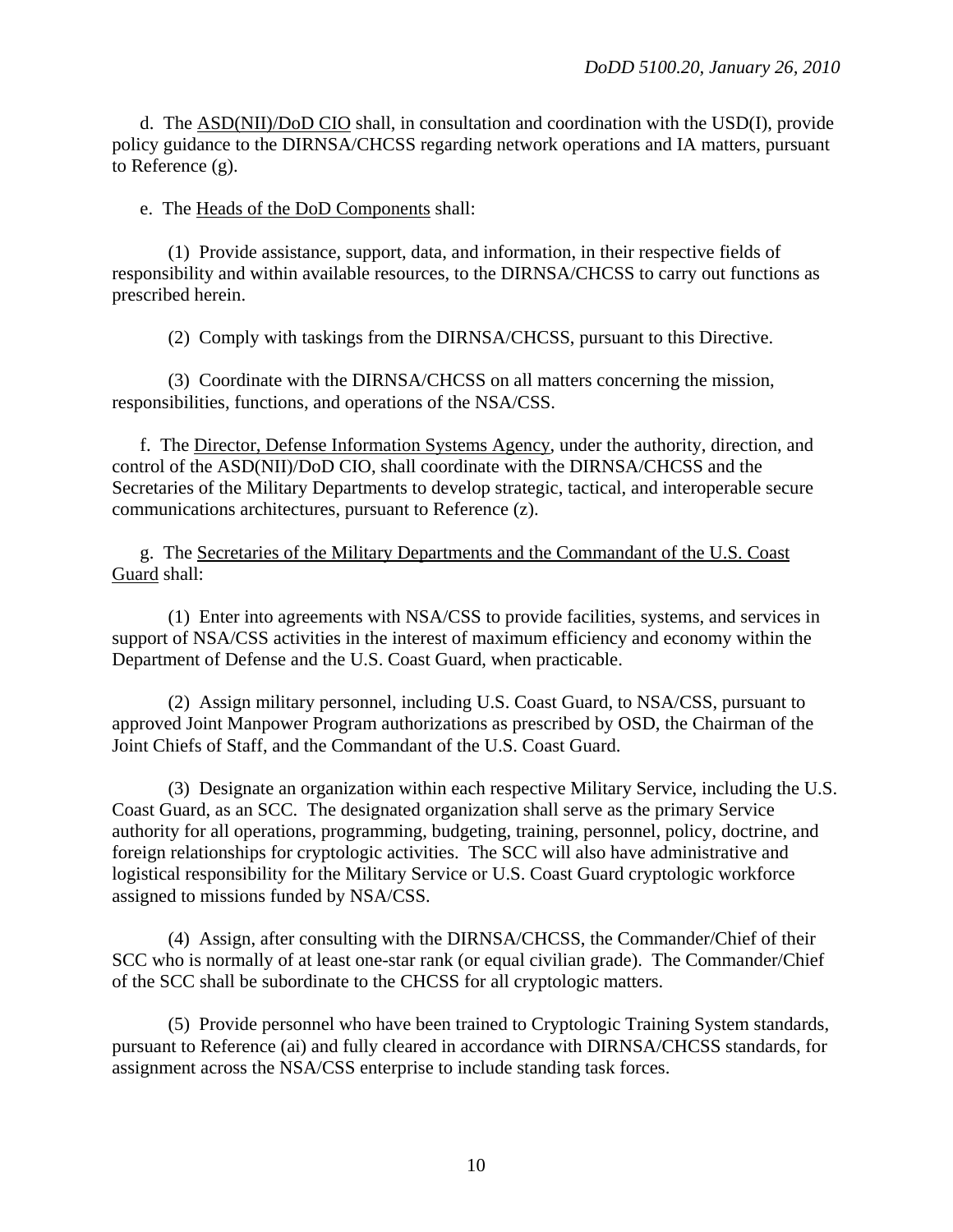d. The ASD(NII)/DoD CIO shall, in consultation and coordination with the USD(I), provide policy guidance to the DIRNSA/CHCSS regarding network operations and IA matters, pursuant to Reference (g).

e. The Heads of the DoD Components shall:

(1) Provide assistance, support, data, and information, in their respective fields of responsibility and within available resources, to the DIRNSA/CHCSS to carry out functions as prescribed herein.

(2) Comply with taskings from the DIRNSA/CHCSS, pursuant to this Directive.

(3) Coordinate with the DIRNSA/CHCSS on all matters concerning the mission, responsibilities, functions, and operations of the NSA/CSS.

f. The Director, Defense Information Systems Agency, under the authority, direction, and control of the ASD(NII)/DoD CIO, shall coordinate with the DIRNSA/CHCSS and the Secretaries of the Military Departments to develop strategic, tactical, and interoperable secure communications architectures, pursuant to Reference (z).

g. The Secretaries of the Military Departments and the Commandant of the U.S. Coast Guard shall:

(1) Enter into agreements with NSA/CSS to provide facilities, systems, and services in support of NSA/CSS activities in the interest of maximum efficiency and economy within the Department of Defense and the U.S. Coast Guard, when practicable.

(2) Assign military personnel, including U.S. Coast Guard, to NSA/CSS, pursuant to approved Joint Manpower Program authorizations as prescribed by OSD, the Chairman of the Joint Chiefs of Staff, and the Commandant of the U.S. Coast Guard.

(3) Designate an organization within each respective Military Service, including the U.S. Coast Guard, as an SCC. The designated organization shall serve as the primary Service authority for all operations, programming, budgeting, training, personnel, policy, doctrine, and foreign relationships for cryptologic activities. The SCC will also have administrative and logistical responsibility for the Military Service or U.S. Coast Guard cryptologic workforce assigned to missions funded by NSA/CSS.

(4) Assign, after consulting with the DIRNSA/CHCSS, the Commander/Chief of their SCC who is normally of at least one-star rank (or equal civilian grade). The Commander/Chief of the SCC shall be subordinate to the CHCSS for all cryptologic matters.

(5) Provide personnel who have been trained to Cryptologic Training System standards, pursuant to Reference (ai) and fully cleared in accordance with DIRNSA/CHCSS standards, for assignment across the NSA/CSS enterprise to include standing task forces.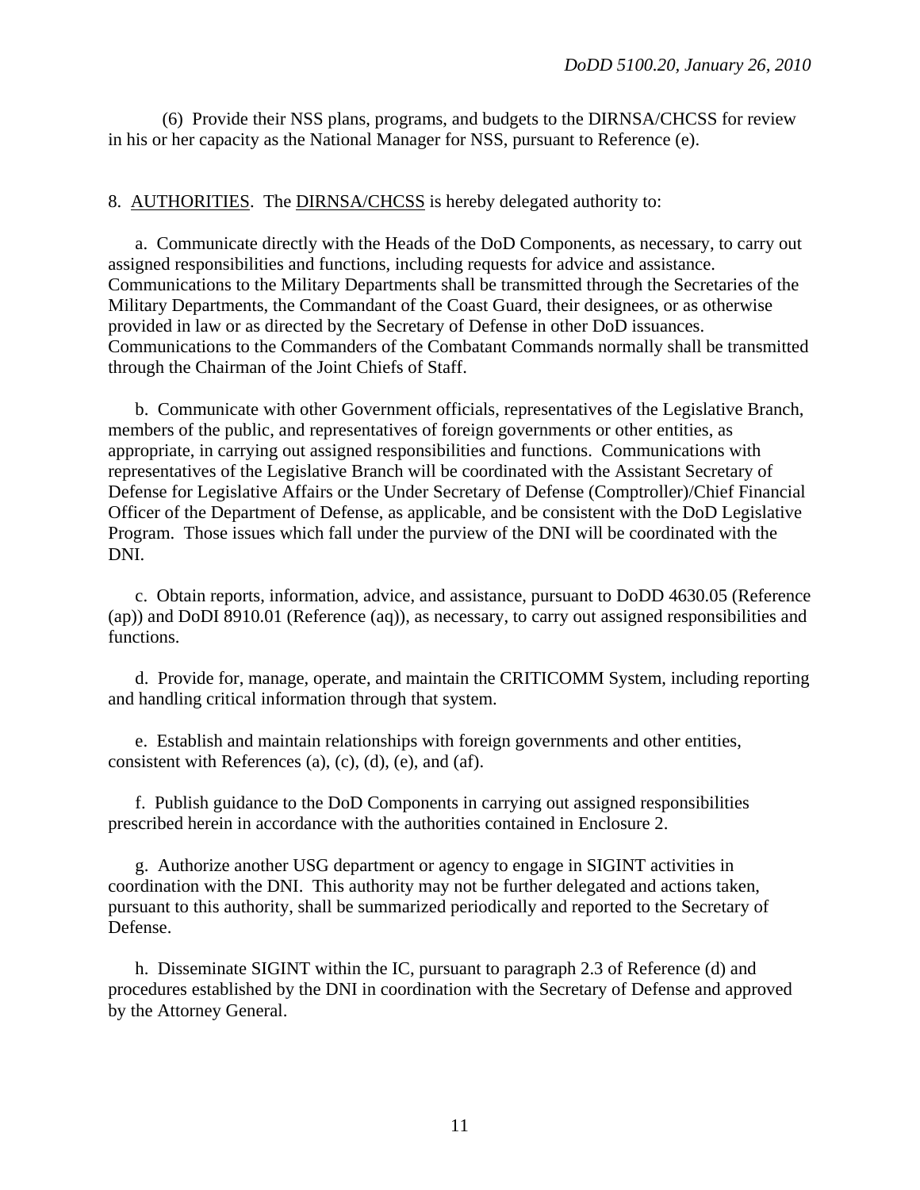(6) Provide their NSS plans, programs, and budgets to the DIRNSA/CHCSS for review in his or her capacity as the National Manager for NSS, pursuant to Reference (e).

8. AUTHORITIES. The DIRNSA/CHCSS is hereby delegated authority to:

a. Communicate directly with the Heads of the DoD Components, as necessary, to carry out assigned responsibilities and functions, including requests for advice and assistance. Communications to the Military Departments shall be transmitted through the Secretaries of the Military Departments, the Commandant of the Coast Guard, their designees, or as otherwise provided in law or as directed by the Secretary of Defense in other DoD issuances. Communications to the Commanders of the Combatant Commands normally shall be transmitted through the Chairman of the Joint Chiefs of Staff.

b. Communicate with other Government officials, representatives of the Legislative Branch, members of the public, and representatives of foreign governments or other entities, as appropriate, in carrying out assigned responsibilities and functions. Communications with representatives of the Legislative Branch will be coordinated with the Assistant Secretary of Defense for Legislative Affairs or the Under Secretary of Defense (Comptroller)/Chief Financial Officer of the Department of Defense, as applicable, and be consistent with the DoD Legislative Program. Those issues which fall under the purview of the DNI will be coordinated with the DNI.

c. Obtain reports, information, advice, and assistance, pursuant to DoDD 4630.05 (Reference (ap)) and DoDI 8910.01 (Reference (aq)), as necessary, to carry out assigned responsibilities and functions.

d. Provide for, manage, operate, and maintain the CRITICOMM System, including reporting and handling critical information through that system.

e. Establish and maintain relationships with foreign governments and other entities, consistent with References (a), (c), (d), (e), and (af).

f. Publish guidance to the DoD Components in carrying out assigned responsibilities prescribed herein in accordance with the authorities contained in Enclosure 2.

g. Authorize another USG department or agency to engage in SIGINT activities in coordination with the DNI. This authority may not be further delegated and actions taken, pursuant to this authority, shall be summarized periodically and reported to the Secretary of Defense.

h. Disseminate SIGINT within the IC, pursuant to paragraph 2.3 of Reference (d) and procedures established by the DNI in coordination with the Secretary of Defense and approved by the Attorney General.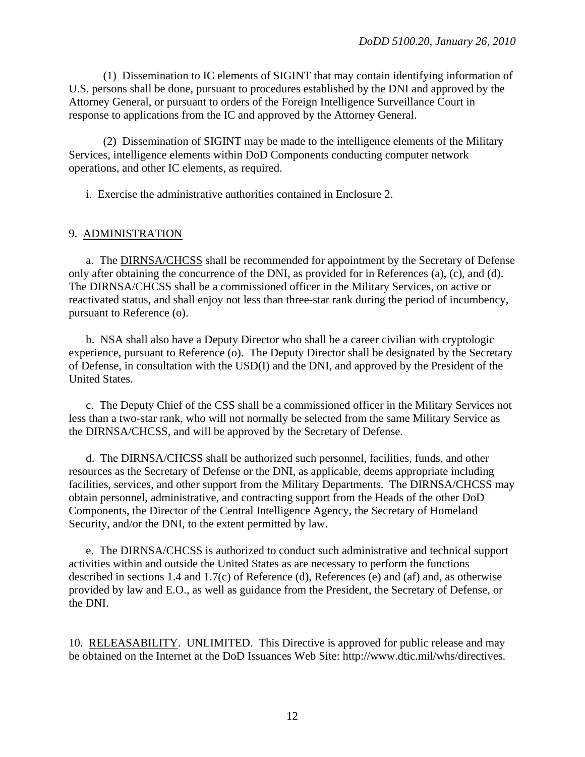(1) Dissemination to IC elements of SIGINT that may contain identifying information of U.S. persons shall be done, pursuant to procedures established by the DNI and approved by the Attorney General, or pursuant to orders of the Foreign Intelligence Surveillance Court in response to applications from the IC and approved by the Attorney General.

(2) Dissemination of SIGINT may be made to the intelligence elements of the Military Services, intelligence elements within DoD Components conducting computer network operations, and other IC elements, as required.

i. Exercise the administrative authorities contained in Enclosure 2.

9. ADMINISTRATION

a. The DIRNSA/CHCSS shall be recommended for appointment by the Secretary of Defense only after obtaining the concurrence of the DNI, as provided for in References (a), (c), and (d). The DIRNSA/CHCSS shall be a commissioned officer in the Military Services, on active or reactivated status, and shall enjoy not less than three-star rank during the period of incumbency, pursuant to Reference (o).

b. NSA shall also have a Deputy Director who shall be a career civilian with cryptologic experience, pursuant to Reference (o). The Deputy Director shall be designated by the Secretary of Defense, in consultation with the USD(I) and the DNI, and approved by the President of the United States.

c. The Deputy Chief of the CSS shall be a commissioned officer in the Military Services not less than a two-star rank, who will not normally be selected from the same Military Service as the DIRNSA/CHCSS, and will be approved by the Secretary of Defense.

d. The DIRNSA/CHCSS shall be authorized such personnel, facilities, funds, and other resources as the Secretary of Defense or the DNI, as applicable, deems appropriate including facilities, services, and other support from the Military Departments. The DIRNSA/CHCSS may obtain personnel, administrative, and contracting support from the Heads of the other DoD Components, the Director of the Central Intelligence Agency, the Secretary of Homeland Security, and/or the DNI, to the extent permitted by law.

e. The DIRNSA/CHCSS is authorized to conduct such administrative and technical support activities within and outside the United States as are necessary to perform the functions described in sections 1.4 and 1.7(c) of Reference (d), References (e) and (af) and, as otherwise provided by law and E.O., as well as guidance from the President, the Secretary of Defense, or the DNI.

10. RELEASABILITY. UNLIMITED. This Directive is approved for public release and may be obtained on the Internet at the DoD Issuances Web Site: http://www.dtic.mil/whs/directives.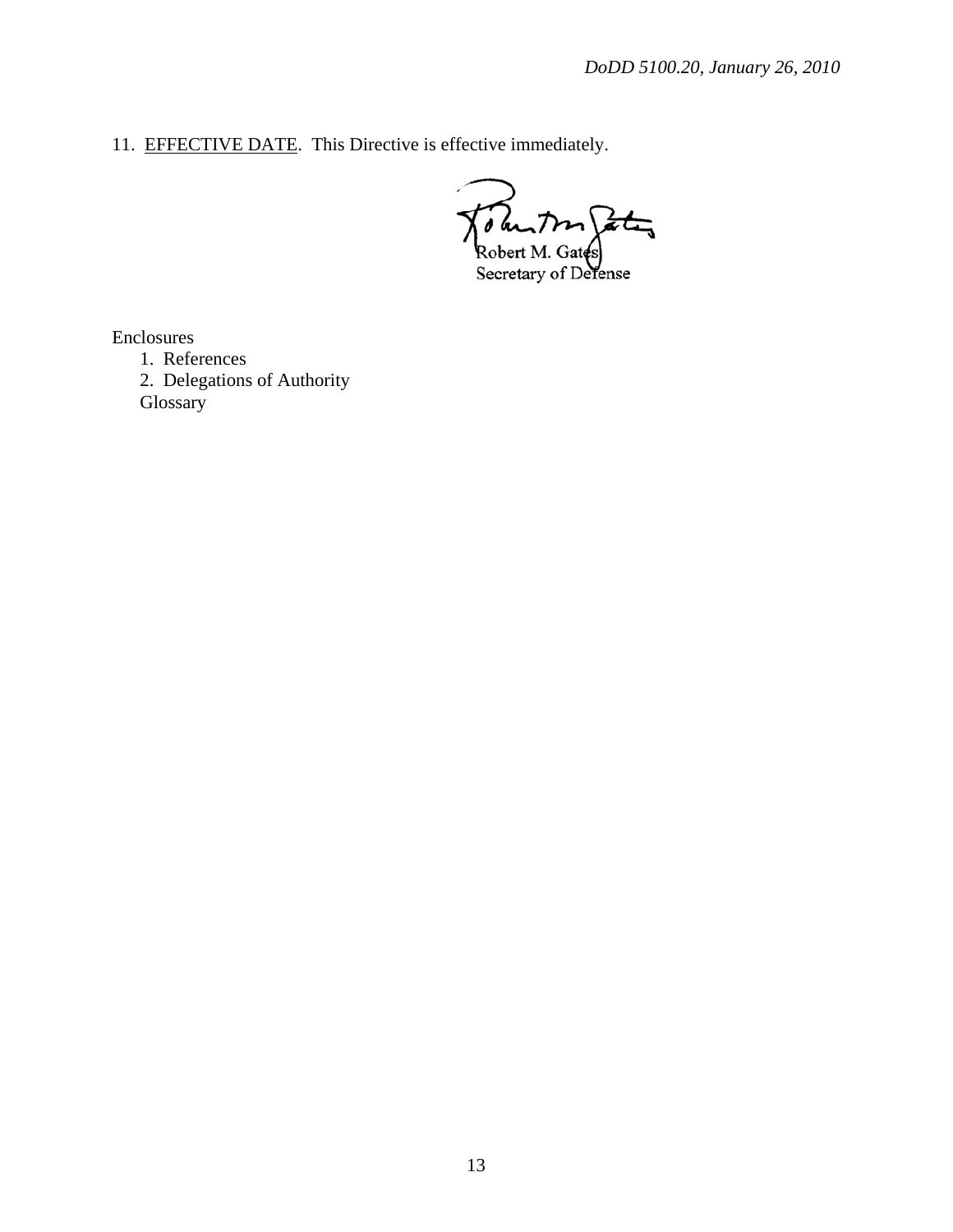11. EFFECTIVE DATE. This Directive is effective immediately.

Robert M. Gates
Secretary of Defense

Enclosures
1. References
2. Delegations of Authority
Glossary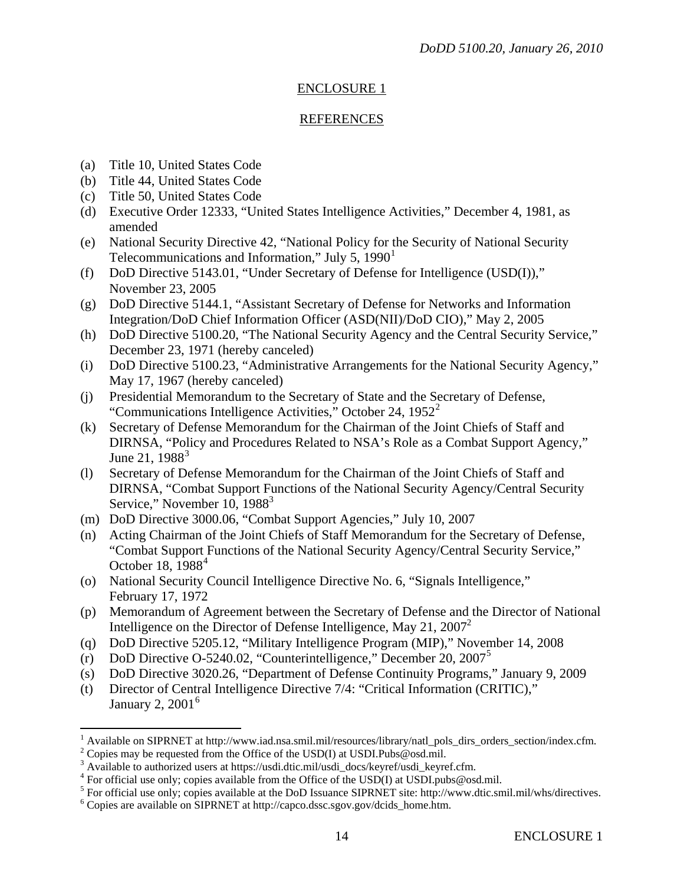## ENCLOSURE 1

## REFERENCES

(a) Title 10, United States Code
(b) Title 44, United States Code
(c) Title 50, United States Code
(d) Executive Order 12333, "United States Intelligence Activities," December 4, 1981, as amended
(e) National Security Directive 42, "National Policy for the Security of National Security Telecommunications and Information," July 5, 1990[1]
(f) DoD Directive 5143.01, "Under Secretary of Defense for Intelligence (USD(I))," November 23, 2005
(g) DoD Directive 5144.1, "Assistant Secretary of Defense for Networks and Information Integration/DoD Chief Information Officer (ASD(NII)/DoD CIO)," May 2, 2005
(h) DoD Directive 5100.20, "The National Security Agency and the Central Security Service," December 23, 1971 (hereby canceled)
(i) DoD Directive 5100.23, "Administrative Arrangements for the National Security Agency," May 17, 1967 (hereby canceled)
(j) Presidential Memorandum to the Secretary of State and the Secretary of Defense, "Communications Intelligence Activities," October 24, 1952[2]
(k) Secretary of Defense Memorandum for the Chairman of the Joint Chiefs of Staff and DIRNSA, "Policy and Procedures Related to NSA's Role as a Combat Support Agency," June 21, 1988[3]
(l) Secretary of Defense Memorandum for the Chairman of the Joint Chiefs of Staff and DIRNSA, "Combat Support Functions of the National Security Agency/Central Security Service," November 10, 1988[3]
(m) DoD Directive 3000.06, "Combat Support Agencies," July 10, 2007
(n) Acting Chairman of the Joint Chiefs of Staff Memorandum for the Secretary of Defense, "Combat Support Functions of the National Security Agency/Central Security Service," October 18, 1988[4]
(o) National Security Council Intelligence Directive No. 6, "Signals Intelligence," February 17, 1972
(p) Memorandum of Agreement between the Secretary of Defense and the Director of National Intelligence on the Director of Defense Intelligence, May 21, 2007[2]
(q) DoD Directive 5205.12, "Military Intelligence Program (MIP)," November 14, 2008
(r) DoD Directive O-5240.02, "Counterintelligence," December 20, 2007[5]
(s) DoD Directive 3020.26, "Department of Defense Continuity Programs," January 9, 2009
(t) Director of Central Intelligence Directive 7/4: "Critical Information (CRITIC)," January 2, 2001[6]

---

[1] Available on SIPRNET at http://www.iad.nsa.smil.mil/resources/library/natl_pols_dirs_orders_section/index.cfm.
[2] Copies may be requested from the Office of the USD(I) at USDI.Pubs@osd.mil.
[3] Available to authorized users at https://usdi.dtic.mil/usdi_docs/keyref/usdi_keyref.cfm.
[4] For official use only; copies available from the Office of the USD(I) at USDI.pubs@osd.mil.
[5] For official use only; copies available at the DoD Issuance SIPRNET site: http://www.dtic.smil.mil/whs/directives.
[6] Copies are available on SIPRNET at http://capco.dssc.sgov.gov/dcids_home.htm.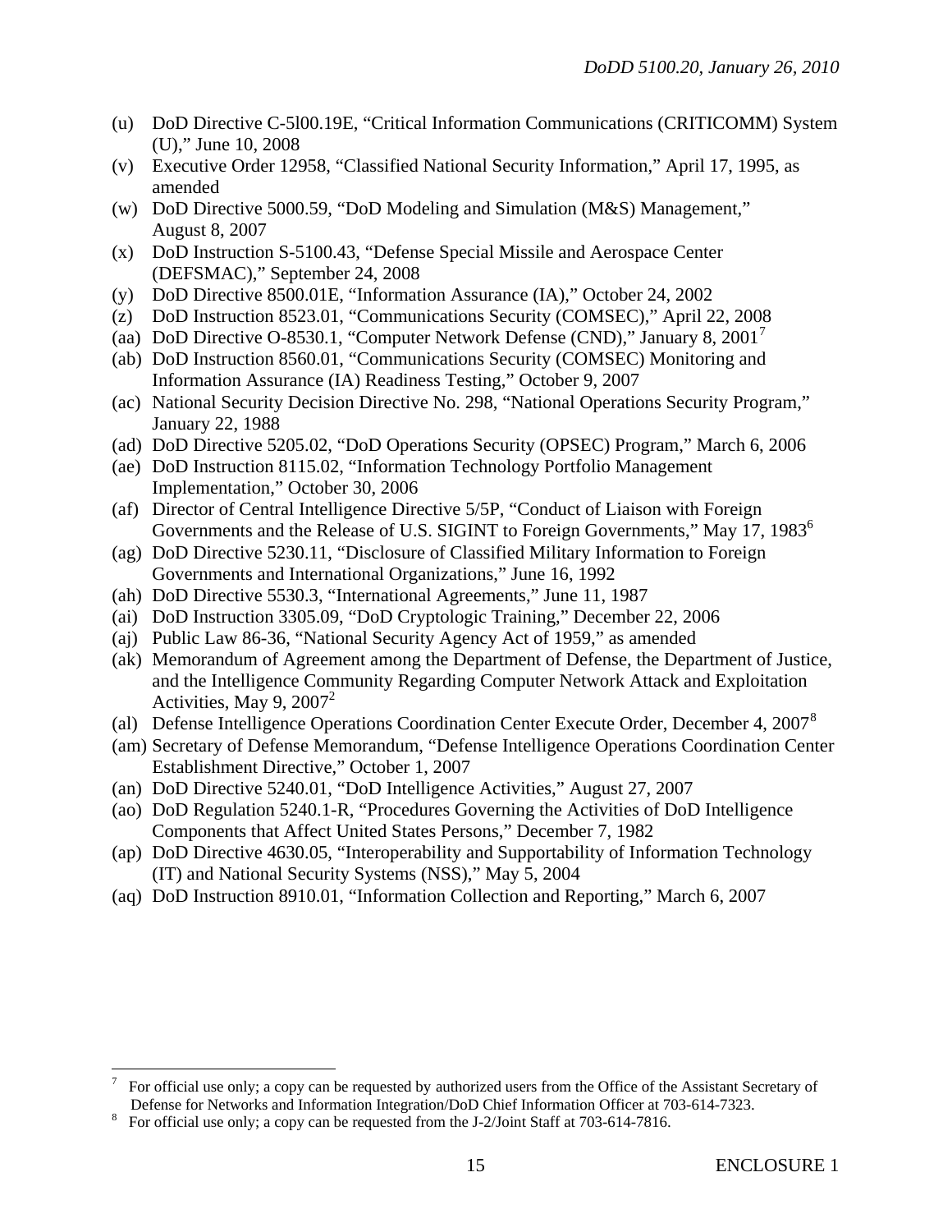(u) DoD Directive C-5l00.19E, "Critical Information Communications (CRITICOMM) System (U)," June 10, 2008

(v) Executive Order 12958, "Classified National Security Information," April 17, 1995, as amended

(w) DoD Directive 5000.59, "DoD Modeling and Simulation (M&S) Management," August 8, 2007

(x) DoD Instruction S-5100.43, "Defense Special Missile and Aerospace Center (DEFSMAC)," September 24, 2008

(y) DoD Directive 8500.01E, "Information Assurance (IA)," October 24, 2002

(z) DoD Instruction 8523.01, "Communications Security (COMSEC)," April 22, 2008

(aa) DoD Directive O-8530.1, "Computer Network Defense (CND)," January 8, 2001[7]

(ab) DoD Instruction 8560.01, "Communications Security (COMSEC) Monitoring and Information Assurance (IA) Readiness Testing," October 9, 2007

(ac) National Security Decision Directive No. 298, "National Operations Security Program," January 22, 1988

(ad) DoD Directive 5205.02, "DoD Operations Security (OPSEC) Program," March 6, 2006

(ae) DoD Instruction 8115.02, "Information Technology Portfolio Management Implementation," October 30, 2006

(af) Director of Central Intelligence Directive 5/5P, "Conduct of Liaison with Foreign Governments and the Release of U.S. SIGINT to Foreign Governments," May 17, 1983[6]

(ag) DoD Directive 5230.11, "Disclosure of Classified Military Information to Foreign Governments and International Organizations," June 16, 1992

(ah) DoD Directive 5530.3, "International Agreements," June 11, 1987

(ai) DoD Instruction 3305.09, "DoD Cryptologic Training," December 22, 2006

(aj) Public Law 86-36, "National Security Agency Act of 1959," as amended

(ak) Memorandum of Agreement among the Department of Defense, the Department of Justice, and the Intelligence Community Regarding Computer Network Attack and Exploitation Activities, May 9, 2007[2]

(al) Defense Intelligence Operations Coordination Center Execute Order, December 4, 2007[8]

(am) Secretary of Defense Memorandum, "Defense Intelligence Operations Coordination Center Establishment Directive," October 1, 2007

(an) DoD Directive 5240.01, "DoD Intelligence Activities," August 27, 2007

(ao) DoD Regulation 5240.1-R, "Procedures Governing the Activities of DoD Intelligence Components that Affect United States Persons," December 7, 1982

(ap) DoD Directive 4630.05, "Interoperability and Supportability of Information Technology (IT) and National Security Systems (NSS)," May 5, 2004

(aq) DoD Instruction 8910.01, "Information Collection and Reporting," March 6, 2007

---

[7] For official use only; a copy can be requested by authorized users from the Office of the Assistant Secretary of Defense for Networks and Information Integration/DoD Chief Information Officer at 703-614-7323.

[8] For official use only; a copy can be requested from the J-2/Joint Staff at 703-614-7816.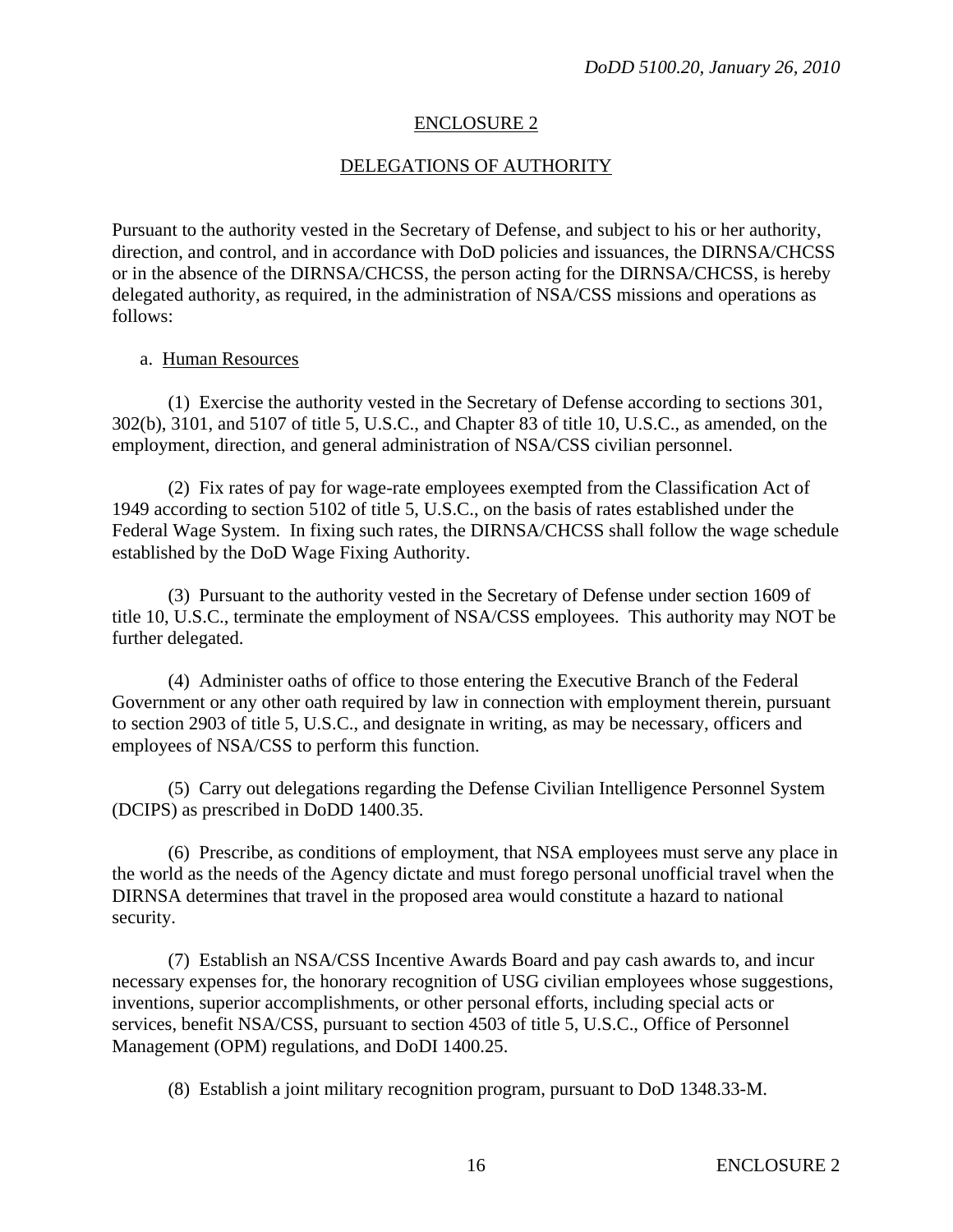## ENCLOSURE 2

## DELEGATIONS OF AUTHORITY

Pursuant to the authority vested in the Secretary of Defense, and subject to his or her authority, direction, and control, and in accordance with DoD policies and issuances, the DIRNSA/CHCSS or in the absence of the DIRNSA/CHCSS, the person acting for the DIRNSA/CHCSS, is hereby delegated authority, as required, in the administration of NSA/CSS missions and operations as follows:

a. Human Resources

(1) Exercise the authority vested in the Secretary of Defense according to sections 301, 302(b), 3101, and 5107 of title 5, U.S.C., and Chapter 83 of title 10, U.S.C., as amended, on the employment, direction, and general administration of NSA/CSS civilian personnel.

(2) Fix rates of pay for wage-rate employees exempted from the Classification Act of 1949 according to section 5102 of title 5, U.S.C., on the basis of rates established under the Federal Wage System. In fixing such rates, the DIRNSA/CHCSS shall follow the wage schedule established by the DoD Wage Fixing Authority.

(3) Pursuant to the authority vested in the Secretary of Defense under section 1609 of title 10, U.S.C., terminate the employment of NSA/CSS employees. This authority may NOT be further delegated.

(4) Administer oaths of office to those entering the Executive Branch of the Federal Government or any other oath required by law in connection with employment therein, pursuant to section 2903 of title 5, U.S.C., and designate in writing, as may be necessary, officers and employees of NSA/CSS to perform this function.

(5) Carry out delegations regarding the Defense Civilian Intelligence Personnel System (DCIPS) as prescribed in DoDD 1400.35.

(6) Prescribe, as conditions of employment, that NSA employees must serve any place in the world as the needs of the Agency dictate and must forego personal unofficial travel when the DIRNSA determines that travel in the proposed area would constitute a hazard to national security.

(7) Establish an NSA/CSS Incentive Awards Board and pay cash awards to, and incur necessary expenses for, the honorary recognition of USG civilian employees whose suggestions, inventions, superior accomplishments, or other personal efforts, including special acts or services, benefit NSA/CSS, pursuant to section 4503 of title 5, U.S.C., Office of Personnel Management (OPM) regulations, and DoDI 1400.25.

(8) Establish a joint military recognition program, pursuant to DoD 1348.33-M.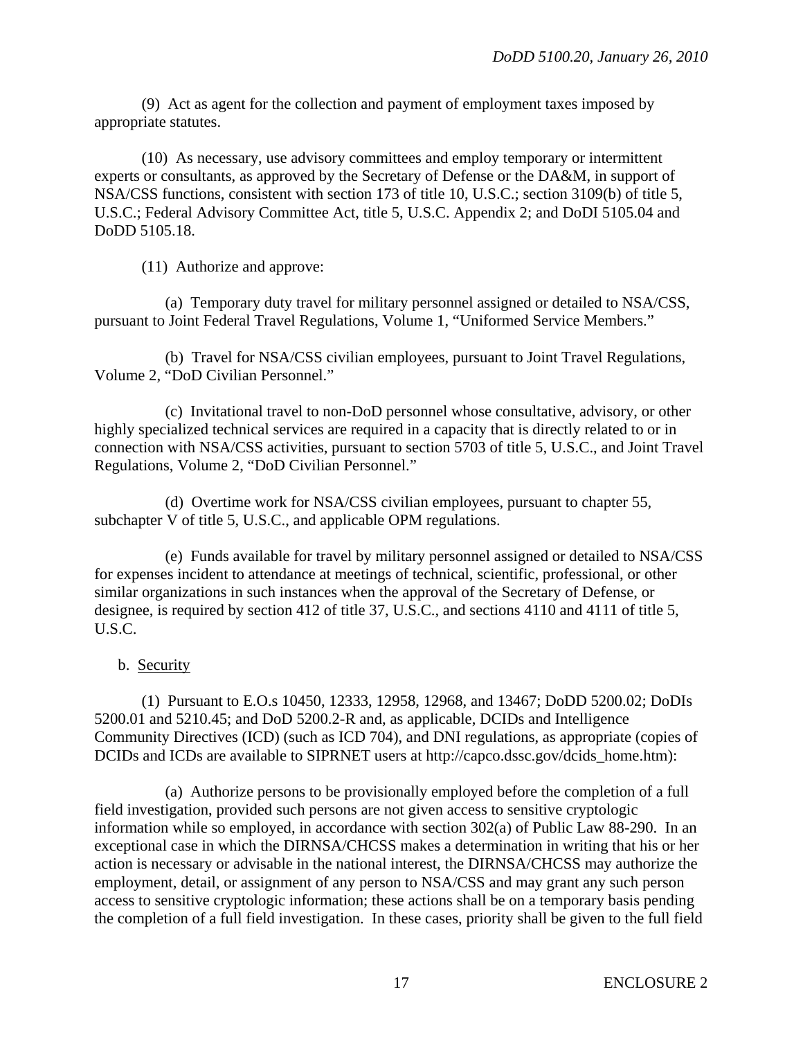(9) Act as agent for the collection and payment of employment taxes imposed by appropriate statutes.

(10) As necessary, use advisory committees and employ temporary or intermittent experts or consultants, as approved by the Secretary of Defense or the DA&M, in support of NSA/CSS functions, consistent with section 173 of title 10, U.S.C.; section 3109(b) of title 5, U.S.C.; Federal Advisory Committee Act, title 5, U.S.C. Appendix 2; and DoDI 5105.04 and DoDD 5105.18.

(11) Authorize and approve:

(a) Temporary duty travel for military personnel assigned or detailed to NSA/CSS, pursuant to Joint Federal Travel Regulations, Volume 1, "Uniformed Service Members."

(b) Travel for NSA/CSS civilian employees, pursuant to Joint Travel Regulations, Volume 2, "DoD Civilian Personnel."

(c) Invitational travel to non-DoD personnel whose consultative, advisory, or other highly specialized technical services are required in a capacity that is directly related to or in connection with NSA/CSS activities, pursuant to section 5703 of title 5, U.S.C., and Joint Travel Regulations, Volume 2, "DoD Civilian Personnel."

(d) Overtime work for NSA/CSS civilian employees, pursuant to chapter 55, subchapter V of title 5, U.S.C., and applicable OPM regulations.

(e) Funds available for travel by military personnel assigned or detailed to NSA/CSS for expenses incident to attendance at meetings of technical, scientific, professional, or other similar organizations in such instances when the approval of the Secretary of Defense, or designee, is required by section 412 of title 37, U.S.C., and sections 4110 and 4111 of title 5, U.S.C.

b. Security

(1) Pursuant to E.O.s 10450, 12333, 12958, 12968, and 13467; DoDD 5200.02; DoDIs 5200.01 and 5210.45; and DoD 5200.2-R and, as applicable, DCIDs and Intelligence Community Directives (ICD) (such as ICD 704), and DNI regulations, as appropriate (copies of DCIDs and ICDs are available to SIPRNET users at http://capco.dssc.gov/dcids_home.htm):

(a) Authorize persons to be provisionally employed before the completion of a full field investigation, provided such persons are not given access to sensitive cryptologic information while so employed, in accordance with section 302(a) of Public Law 88-290. In an exceptional case in which the DIRNSA/CHCSS makes a determination in writing that his or her action is necessary or advisable in the national interest, the DIRNSA/CHCSS may authorize the employment, detail, or assignment of any person to NSA/CSS and may grant any such person access to sensitive cryptologic information; these actions shall be on a temporary basis pending the completion of a full field investigation. In these cases, priority shall be given to the full field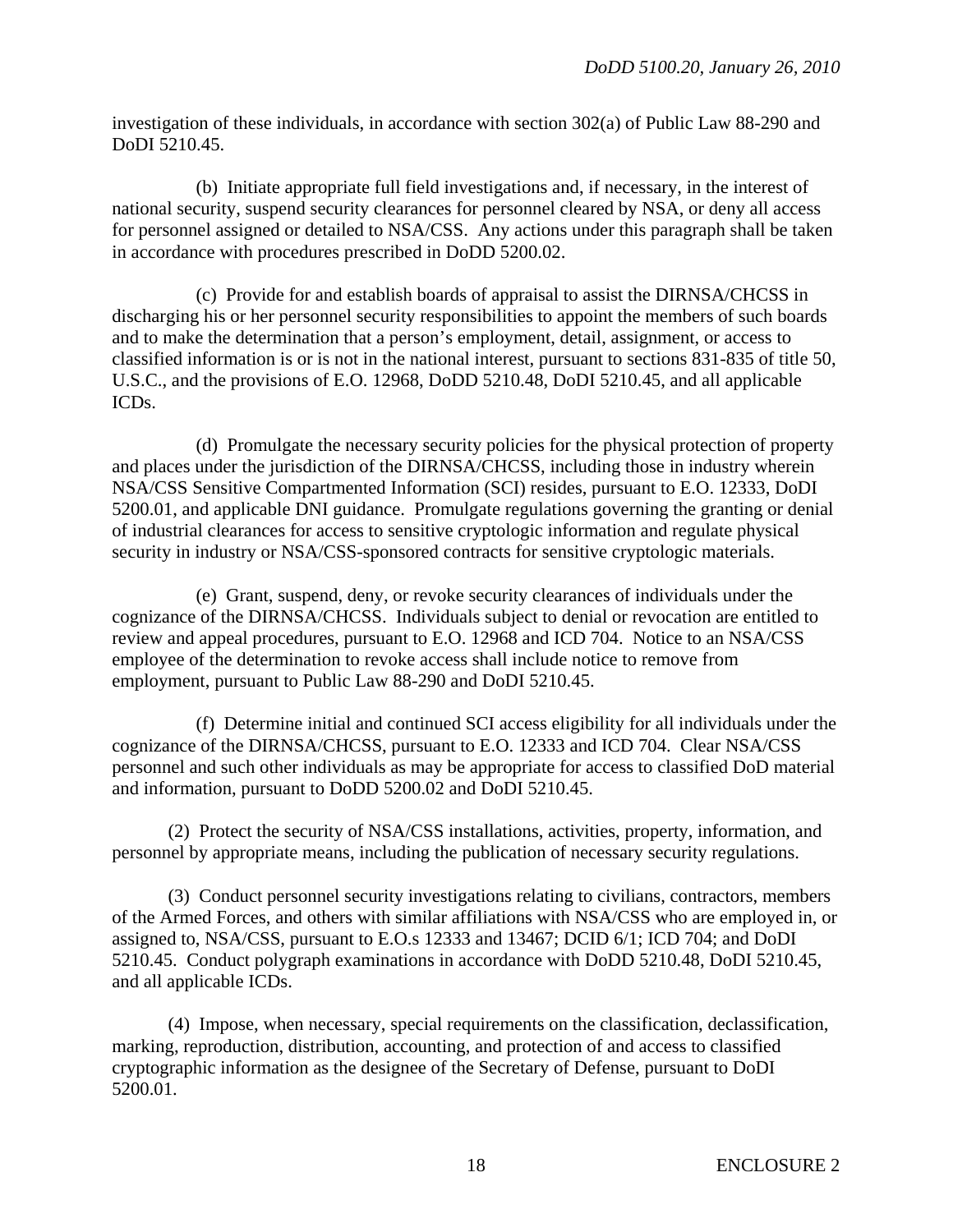investigation of these individuals, in accordance with section 302(a) of Public Law 88-290 and DoDI 5210.45.

(b) Initiate appropriate full field investigations and, if necessary, in the interest of national security, suspend security clearances for personnel cleared by NSA, or deny all access for personnel assigned or detailed to NSA/CSS. Any actions under this paragraph shall be taken in accordance with procedures prescribed in DoDD 5200.02.

(c) Provide for and establish boards of appraisal to assist the DIRNSA/CHCSS in discharging his or her personnel security responsibilities to appoint the members of such boards and to make the determination that a person's employment, detail, assignment, or access to classified information is or is not in the national interest, pursuant to sections 831-835 of title 50, U.S.C., and the provisions of E.O. 12968, DoDD 5210.48, DoDI 5210.45, and all applicable ICDs.

(d) Promulgate the necessary security policies for the physical protection of property and places under the jurisdiction of the DIRNSA/CHCSS, including those in industry wherein NSA/CSS Sensitive Compartmented Information (SCI) resides, pursuant to E.O. 12333, DoDI 5200.01, and applicable DNI guidance. Promulgate regulations governing the granting or denial of industrial clearances for access to sensitive cryptologic information and regulate physical security in industry or NSA/CSS-sponsored contracts for sensitive cryptologic materials.

(e) Grant, suspend, deny, or revoke security clearances of individuals under the cognizance of the DIRNSA/CHCSS. Individuals subject to denial or revocation are entitled to review and appeal procedures, pursuant to E.O. 12968 and ICD 704. Notice to an NSA/CSS employee of the determination to revoke access shall include notice to remove from employment, pursuant to Public Law 88-290 and DoDI 5210.45.

(f) Determine initial and continued SCI access eligibility for all individuals under the cognizance of the DIRNSA/CHCSS, pursuant to E.O. 12333 and ICD 704. Clear NSA/CSS personnel and such other individuals as may be appropriate for access to classified DoD material and information, pursuant to DoDD 5200.02 and DoDI 5210.45.

(2) Protect the security of NSA/CSS installations, activities, property, information, and personnel by appropriate means, including the publication of necessary security regulations.

(3) Conduct personnel security investigations relating to civilians, contractors, members of the Armed Forces, and others with similar affiliations with NSA/CSS who are employed in, or assigned to, NSA/CSS, pursuant to E.O.s 12333 and 13467; DCID 6/1; ICD 704; and DoDI 5210.45. Conduct polygraph examinations in accordance with DoDD 5210.48, DoDI 5210.45, and all applicable ICDs.

(4) Impose, when necessary, special requirements on the classification, declassification, marking, reproduction, distribution, accounting, and protection of and access to classified cryptographic information as the designee of the Secretary of Defense, pursuant to DoDI 5200.01.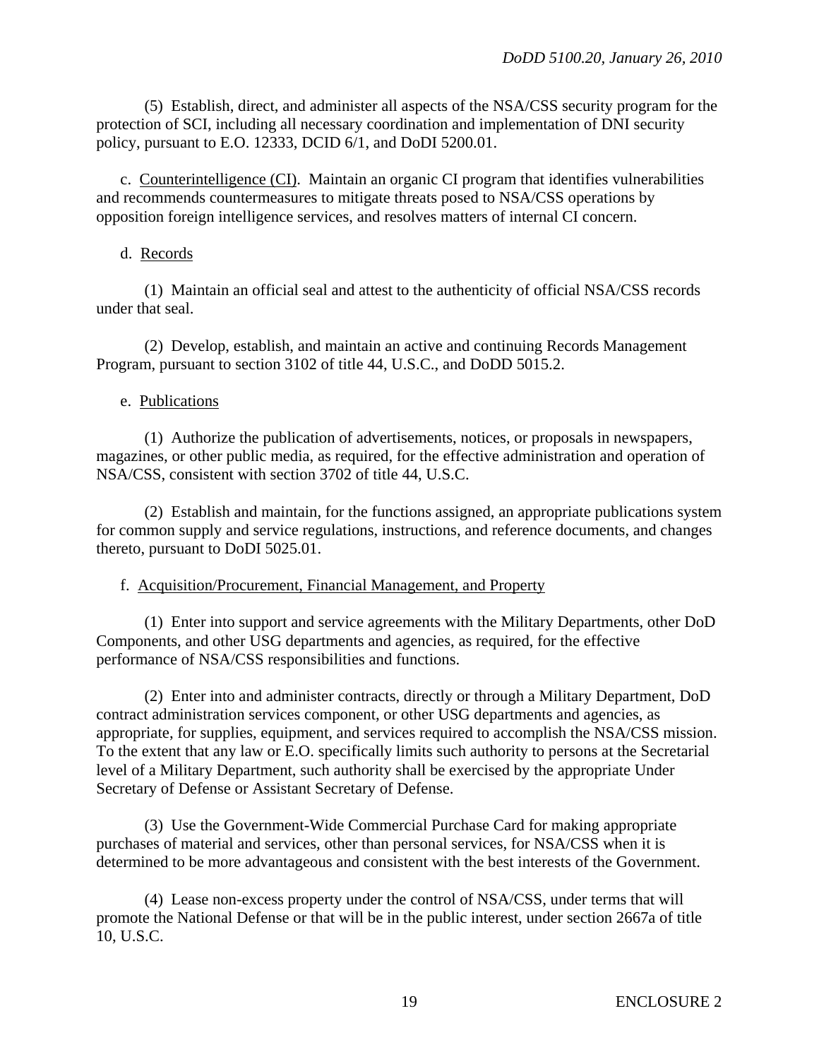(5) Establish, direct, and administer all aspects of the NSA/CSS security program for the protection of SCI, including all necessary coordination and implementation of DNI security policy, pursuant to E.O. 12333, DCID 6/1, and DoDI 5200.01.

c. Counterintelligence (CI). Maintain an organic CI program that identifies vulnerabilities and recommends countermeasures to mitigate threats posed to NSA/CSS operations by opposition foreign intelligence services, and resolves matters of internal CI concern.

d. Records

(1) Maintain an official seal and attest to the authenticity of official NSA/CSS records under that seal.

(2) Develop, establish, and maintain an active and continuing Records Management Program, pursuant to section 3102 of title 44, U.S.C., and DoDD 5015.2.

e. Publications

(1) Authorize the publication of advertisements, notices, or proposals in newspapers, magazines, or other public media, as required, for the effective administration and operation of NSA/CSS, consistent with section 3702 of title 44, U.S.C.

(2) Establish and maintain, for the functions assigned, an appropriate publications system for common supply and service regulations, instructions, and reference documents, and changes thereto, pursuant to DoDI 5025.01.

f. Acquisition/Procurement, Financial Management, and Property

(1) Enter into support and service agreements with the Military Departments, other DoD Components, and other USG departments and agencies, as required, for the effective performance of NSA/CSS responsibilities and functions.

(2) Enter into and administer contracts, directly or through a Military Department, DoD contract administration services component, or other USG departments and agencies, as appropriate, for supplies, equipment, and services required to accomplish the NSA/CSS mission. To the extent that any law or E.O. specifically limits such authority to persons at the Secretarial level of a Military Department, such authority shall be exercised by the appropriate Under Secretary of Defense or Assistant Secretary of Defense.

(3) Use the Government-Wide Commercial Purchase Card for making appropriate purchases of material and services, other than personal services, for NSA/CSS when it is determined to be more advantageous and consistent with the best interests of the Government.

(4) Lease non-excess property under the control of NSA/CSS, under terms that will promote the National Defense or that will be in the public interest, under section 2667a of title 10, U.S.C.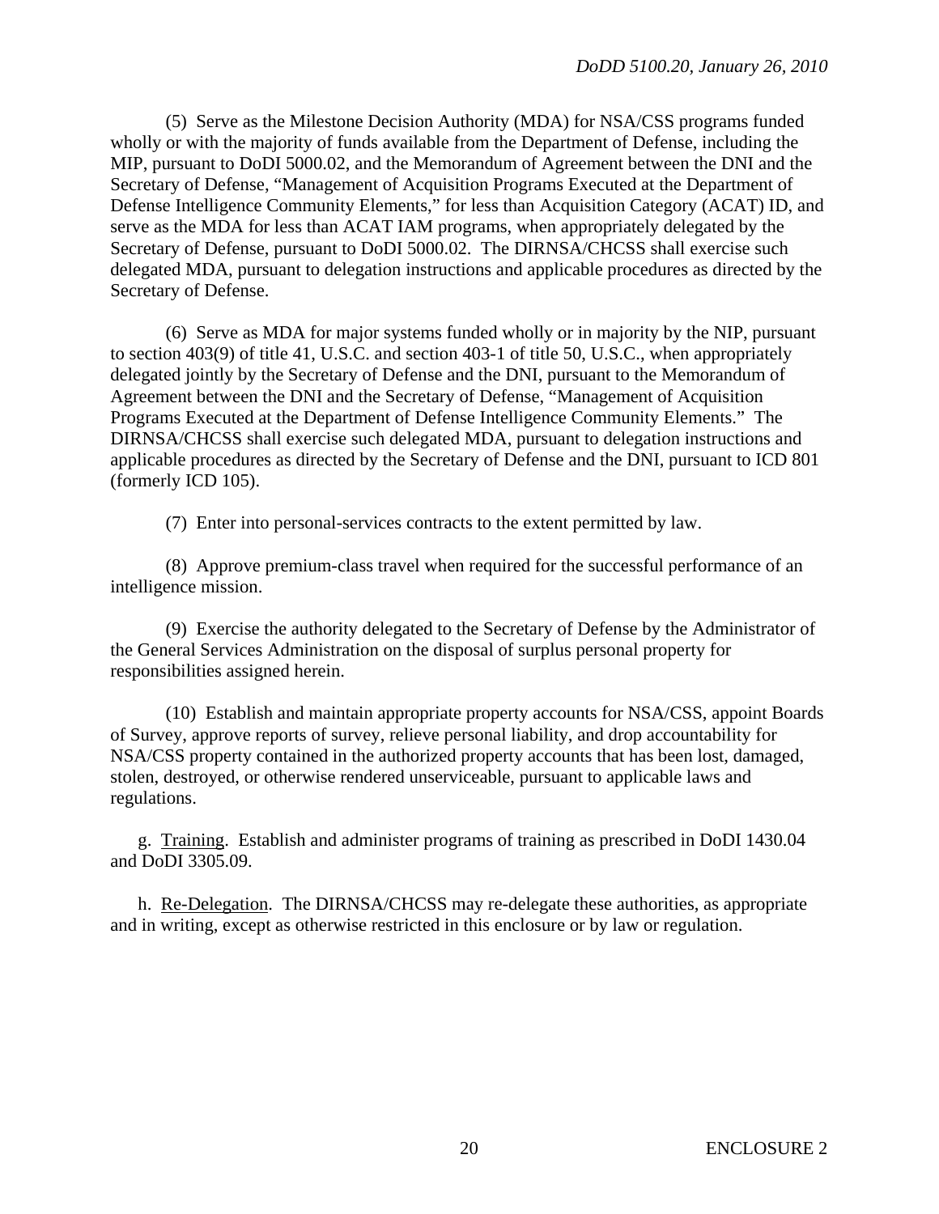(5) Serve as the Milestone Decision Authority (MDA) for NSA/CSS programs funded wholly or with the majority of funds available from the Department of Defense, including the MIP, pursuant to DoDI 5000.02, and the Memorandum of Agreement between the DNI and the Secretary of Defense, "Management of Acquisition Programs Executed at the Department of Defense Intelligence Community Elements," for less than Acquisition Category (ACAT) ID, and serve as the MDA for less than ACAT IAM programs, when appropriately delegated by the Secretary of Defense, pursuant to DoDI 5000.02. The DIRNSA/CHCSS shall exercise such delegated MDA, pursuant to delegation instructions and applicable procedures as directed by the Secretary of Defense.

(6) Serve as MDA for major systems funded wholly or in majority by the NIP, pursuant to section 403(9) of title 41, U.S.C. and section 403-1 of title 50, U.S.C., when appropriately delegated jointly by the Secretary of Defense and the DNI, pursuant to the Memorandum of Agreement between the DNI and the Secretary of Defense, "Management of Acquisition Programs Executed at the Department of Defense Intelligence Community Elements." The DIRNSA/CHCSS shall exercise such delegated MDA, pursuant to delegation instructions and applicable procedures as directed by the Secretary of Defense and the DNI, pursuant to ICD 801 (formerly ICD 105).

(7) Enter into personal-services contracts to the extent permitted by law.

(8) Approve premium-class travel when required for the successful performance of an intelligence mission.

(9) Exercise the authority delegated to the Secretary of Defense by the Administrator of the General Services Administration on the disposal of surplus personal property for responsibilities assigned herein.

(10) Establish and maintain appropriate property accounts for NSA/CSS, appoint Boards of Survey, approve reports of survey, relieve personal liability, and drop accountability for NSA/CSS property contained in the authorized property accounts that has been lost, damaged, stolen, destroyed, or otherwise rendered unserviceable, pursuant to applicable laws and regulations.

g. Training. Establish and administer programs of training as prescribed in DoDI 1430.04 and DoDI 3305.09.

h. Re-Delegation. The DIRNSA/CHCSS may re-delegate these authorities, as appropriate and in writing, except as otherwise restricted in this enclosure or by law or regulation.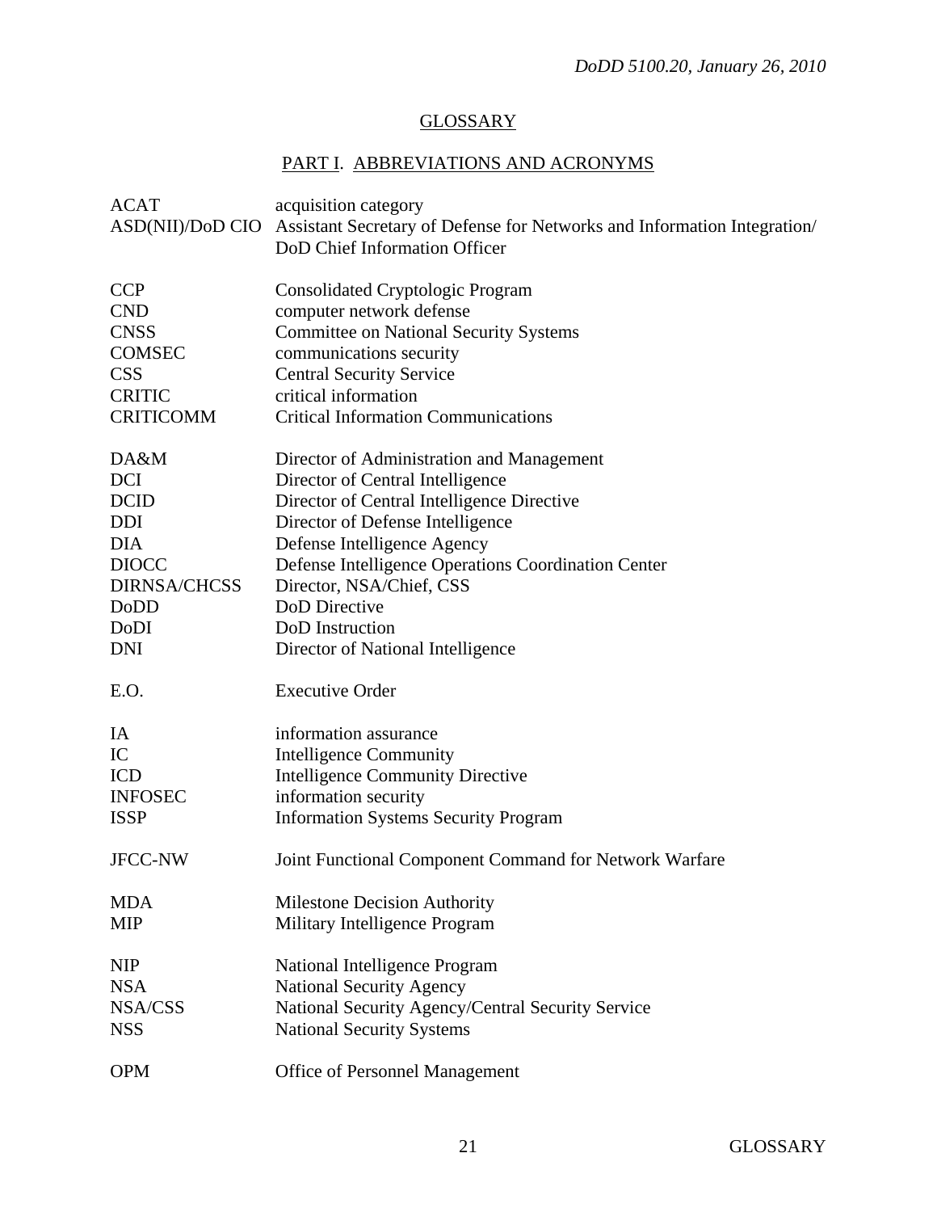## GLOSSARY

### PART I. ABBREVIATIONS AND ACRONYMS

| | |
|---|---|
| ACAT | acquisition category |
| ASD(NII)/DoD CIO | Assistant Secretary of Defense for Networks and Information Integration/ DoD Chief Information Officer |
| CCP | Consolidated Cryptologic Program |
| CND | computer network defense |
| CNSS | Committee on National Security Systems |
| COMSEC | communications security |
| CSS | Central Security Service |
| CRITIC | critical information |
| CRITICOMM | Critical Information Communications |
| DA&M | Director of Administration and Management |
| DCI | Director of Central Intelligence |
| DCID | Director of Central Intelligence Directive |
| DDI | Director of Defense Intelligence |
| DIA | Defense Intelligence Agency |
| DIOCC | Defense Intelligence Operations Coordination Center |
| DIRNSA/CHCSS | Director, NSA/Chief, CSS |
| DoDD | DoD Directive |
| DoDI | DoD Instruction |
| DNI | Director of National Intelligence |
| E.O. | Executive Order |
| IA | information assurance |
| IC | Intelligence Community |
| ICD | Intelligence Community Directive |
| INFOSEC | information security |
| ISSP | Information Systems Security Program |
| JFCC-NW | Joint Functional Component Command for Network Warfare |
| MDA | Milestone Decision Authority |
| MIP | Military Intelligence Program |
| NIP | National Intelligence Program |
| NSA | National Security Agency |
| NSA/CSS | National Security Agency/Central Security Service |
| NSS | National Security Systems |
| OPM | Office of Personnel Management |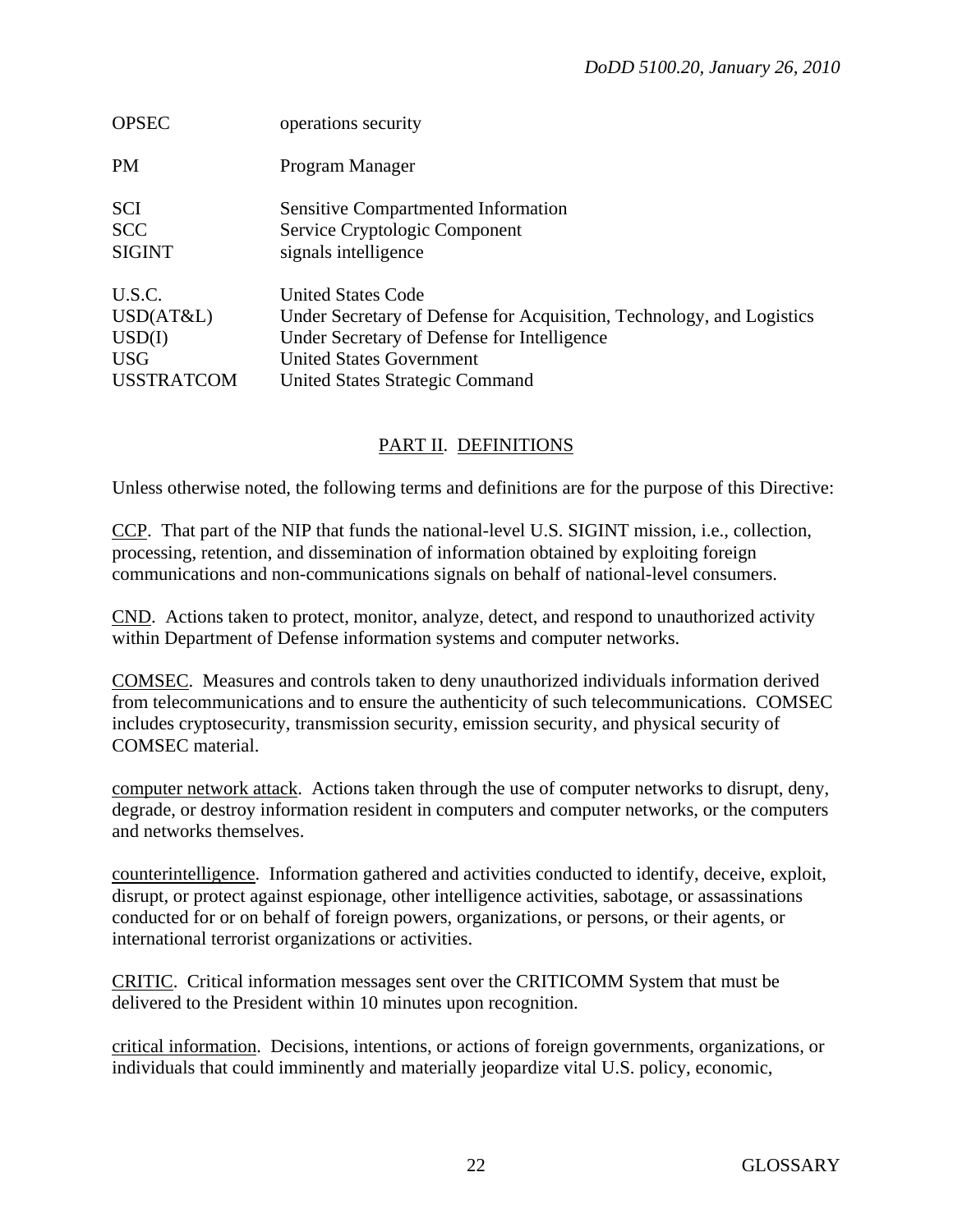| | |
|---|---|
| OPSEC | operations security |
| PM | Program Manager |
| SCI | Sensitive Compartmented Information |
| SCC | Service Cryptologic Component |
| SIGINT | signals intelligence |
| U.S.C. | United States Code |
| USD(AT&L) | Under Secretary of Defense for Acquisition, Technology, and Logistics |
| USD(I) | Under Secretary of Defense for Intelligence |
| USG | United States Government |
| USSTRATCOM | United States Strategic Command |

## PART II. DEFINITIONS

Unless otherwise noted, the following terms and definitions are for the purpose of this Directive:

CCP. That part of the NIP that funds the national-level U.S. SIGINT mission, i.e., collection, processing, retention, and dissemination of information obtained by exploiting foreign communications and non-communications signals on behalf of national-level consumers.

CND. Actions taken to protect, monitor, analyze, detect, and respond to unauthorized activity within Department of Defense information systems and computer networks.

COMSEC. Measures and controls taken to deny unauthorized individuals information derived from telecommunications and to ensure the authenticity of such telecommunications. COMSEC includes cryptosecurity, transmission security, emission security, and physical security of COMSEC material.

computer network attack. Actions taken through the use of computer networks to disrupt, deny, degrade, or destroy information resident in computers and computer networks, or the computers and networks themselves.

counterintelligence. Information gathered and activities conducted to identify, deceive, exploit, disrupt, or protect against espionage, other intelligence activities, sabotage, or assassinations conducted for or on behalf of foreign powers, organizations, or persons, or their agents, or international terrorist organizations or activities.

CRITIC. Critical information messages sent over the CRITICOMM System that must be delivered to the President within 10 minutes upon recognition.

critical information. Decisions, intentions, or actions of foreign governments, organizations, or individuals that could imminently and materially jeopardize vital U.S. policy, economic,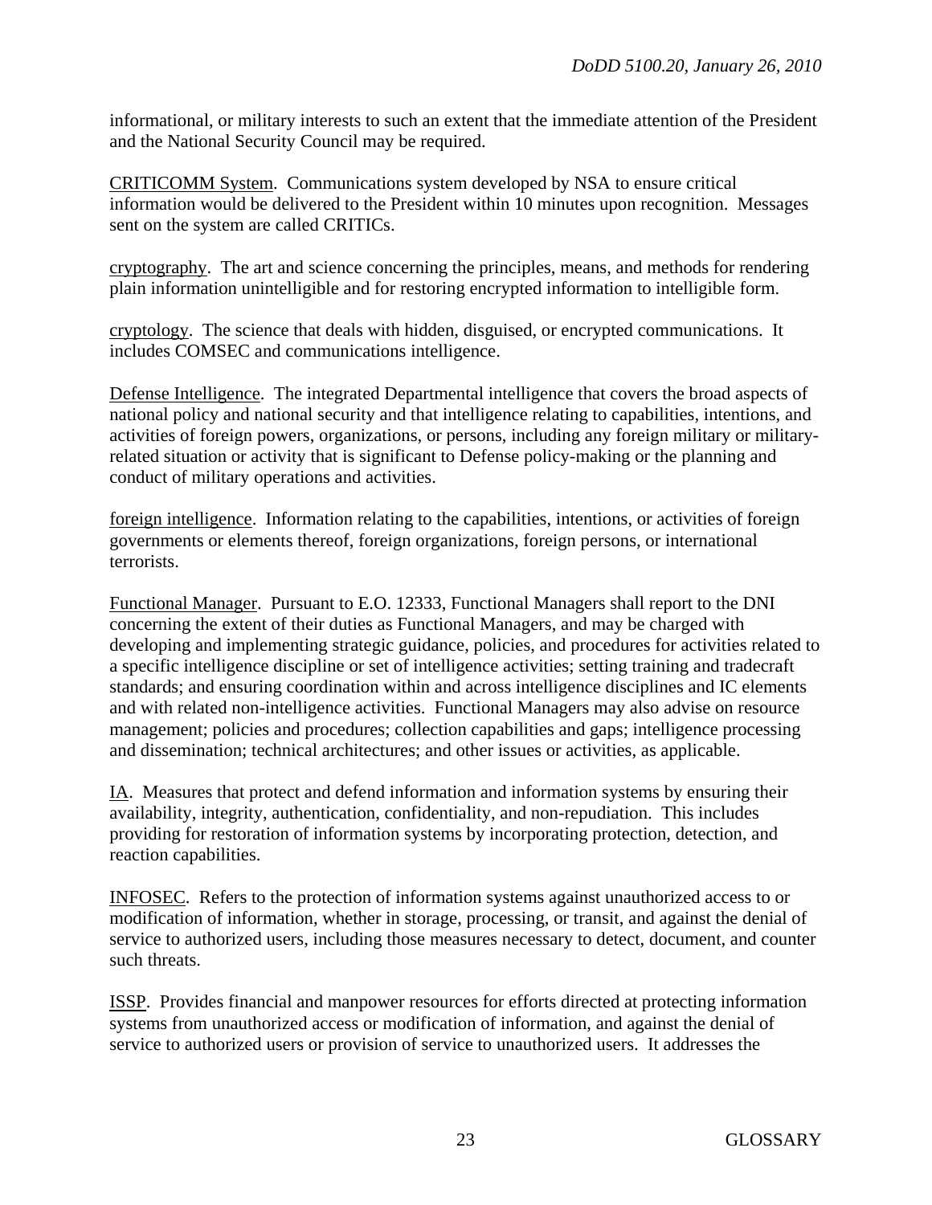informational, or military interests to such an extent that the immediate attention of the President and the National Security Council may be required.

CRITICOMM System. Communications system developed by NSA to ensure critical information would be delivered to the President within 10 minutes upon recognition. Messages sent on the system are called CRITICs.

cryptography. The art and science concerning the principles, means, and methods for rendering plain information unintelligible and for restoring encrypted information to intelligible form.

cryptology. The science that deals with hidden, disguised, or encrypted communications. It includes COMSEC and communications intelligence.

Defense Intelligence. The integrated Departmental intelligence that covers the broad aspects of national policy and national security and that intelligence relating to capabilities, intentions, and activities of foreign powers, organizations, or persons, including any foreign military or military-related situation or activity that is significant to Defense policy-making or the planning and conduct of military operations and activities.

foreign intelligence. Information relating to the capabilities, intentions, or activities of foreign governments or elements thereof, foreign organizations, foreign persons, or international terrorists.

Functional Manager. Pursuant to E.O. 12333, Functional Managers shall report to the DNI concerning the extent of their duties as Functional Managers, and may be charged with developing and implementing strategic guidance, policies, and procedures for activities related to a specific intelligence discipline or set of intelligence activities; setting training and tradecraft standards; and ensuring coordination within and across intelligence disciplines and IC elements and with related non-intelligence activities. Functional Managers may also advise on resource management; policies and procedures; collection capabilities and gaps; intelligence processing and dissemination; technical architectures; and other issues or activities, as applicable.

IA. Measures that protect and defend information and information systems by ensuring their availability, integrity, authentication, confidentiality, and non-repudiation. This includes providing for restoration of information systems by incorporating protection, detection, and reaction capabilities.

INFOSEC. Refers to the protection of information systems against unauthorized access to or modification of information, whether in storage, processing, or transit, and against the denial of service to authorized users, including those measures necessary to detect, document, and counter such threats.

ISSP. Provides financial and manpower resources for efforts directed at protecting information systems from unauthorized access or modification of information, and against the denial of service to authorized users or provision of service to unauthorized users. It addresses the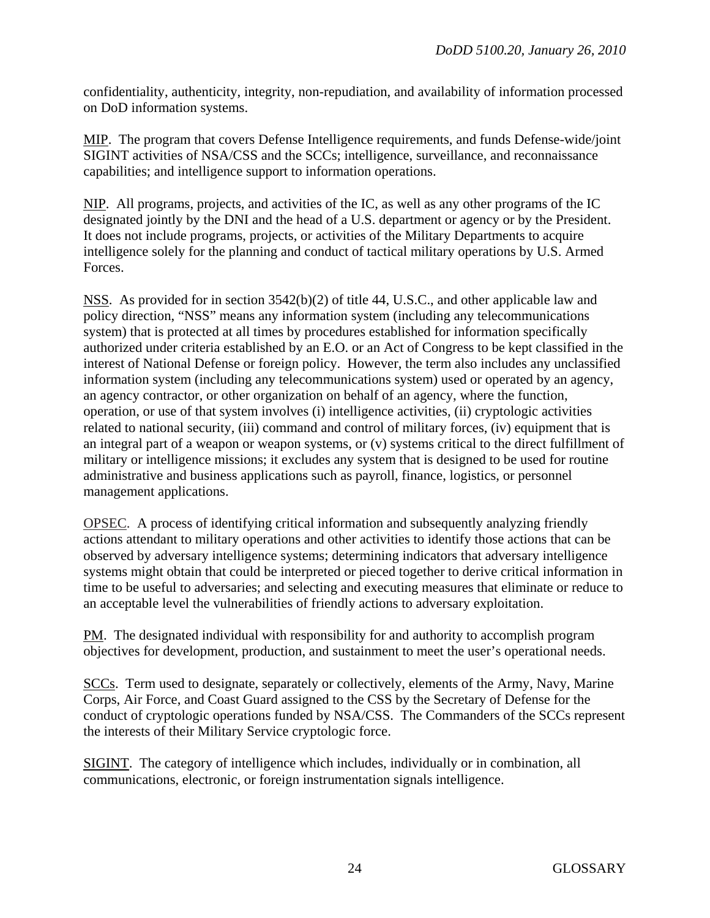confidentiality, authenticity, integrity, non-repudiation, and availability of information processed on DoD information systems.

MIP. The program that covers Defense Intelligence requirements, and funds Defense-wide/joint SIGINT activities of NSA/CSS and the SCCs; intelligence, surveillance, and reconnaissance capabilities; and intelligence support to information operations.

NIP. All programs, projects, and activities of the IC, as well as any other programs of the IC designated jointly by the DNI and the head of a U.S. department or agency or by the President. It does not include programs, projects, or activities of the Military Departments to acquire intelligence solely for the planning and conduct of tactical military operations by U.S. Armed Forces.

NSS. As provided for in section 3542(b)(2) of title 44, U.S.C., and other applicable law and policy direction, "NSS" means any information system (including any telecommunications system) that is protected at all times by procedures established for information specifically authorized under criteria established by an E.O. or an Act of Congress to be kept classified in the interest of National Defense or foreign policy. However, the term also includes any unclassified information system (including any telecommunications system) used or operated by an agency, an agency contractor, or other organization on behalf of an agency, where the function, operation, or use of that system involves (i) intelligence activities, (ii) cryptologic activities related to national security, (iii) command and control of military forces, (iv) equipment that is an integral part of a weapon or weapon systems, or (v) systems critical to the direct fulfillment of military or intelligence missions; it excludes any system that is designed to be used for routine administrative and business applications such as payroll, finance, logistics, or personnel management applications.

OPSEC. A process of identifying critical information and subsequently analyzing friendly actions attendant to military operations and other activities to identify those actions that can be observed by adversary intelligence systems; determining indicators that adversary intelligence systems might obtain that could be interpreted or pieced together to derive critical information in time to be useful to adversaries; and selecting and executing measures that eliminate or reduce to an acceptable level the vulnerabilities of friendly actions to adversary exploitation.

PM. The designated individual with responsibility for and authority to accomplish program objectives for development, production, and sustainment to meet the user's operational needs.

SCCs. Term used to designate, separately or collectively, elements of the Army, Navy, Marine Corps, Air Force, and Coast Guard assigned to the CSS by the Secretary of Defense for the conduct of cryptologic operations funded by NSA/CSS. The Commanders of the SCCs represent the interests of their Military Service cryptologic force.

SIGINT. The category of intelligence which includes, individually or in combination, all communications, electronic, or foreign instrumentation signals intelligence.